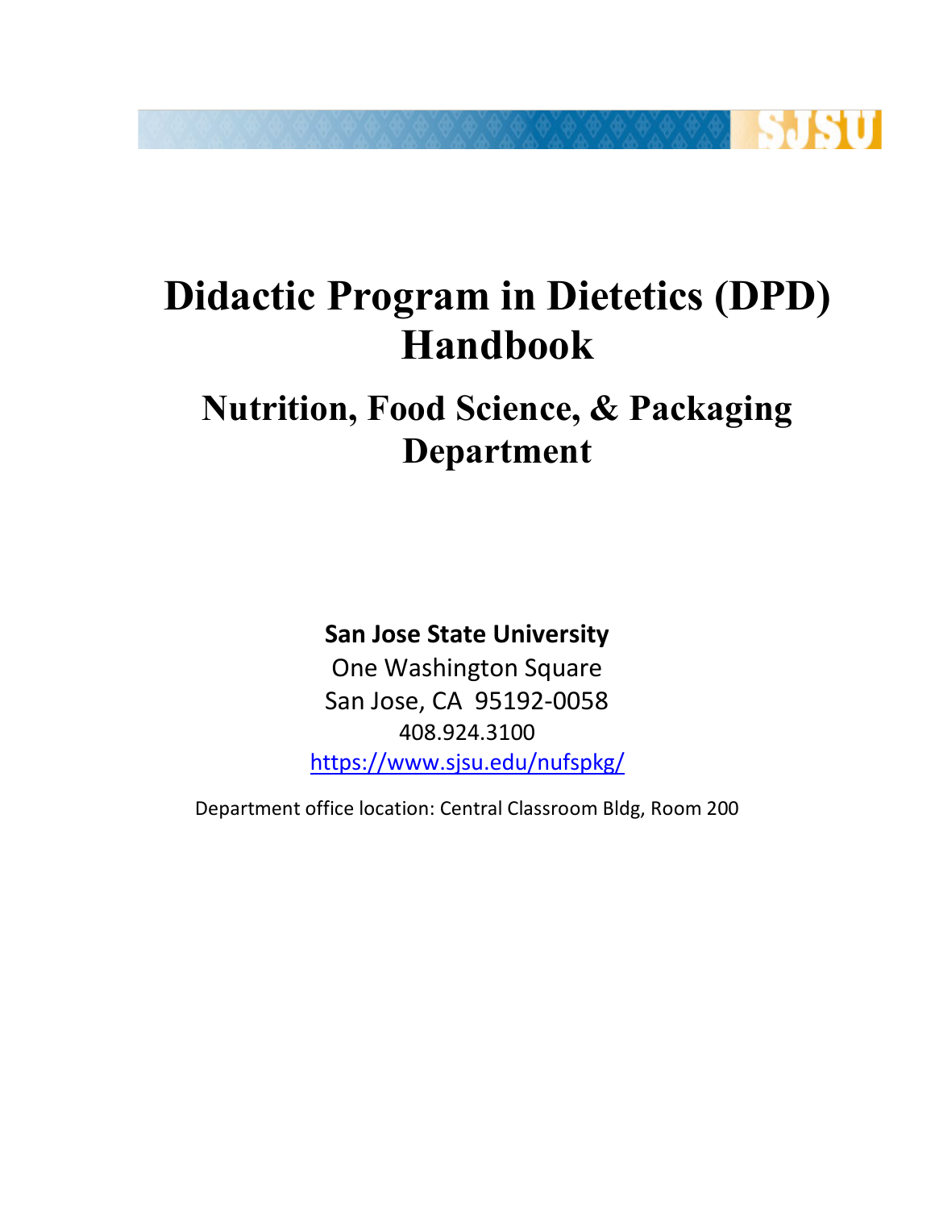# Didactic Program in Dietetics (DPD) Handbook

## Nutrition, Food Science, & Packaging Department

**San Jose State University**

One Washington Square

San Jose, CA 95192-0058

408.924.3100

https://www.sjsu.edu/nufspkg/

Department office location: Central Classroom Bldg, Room 200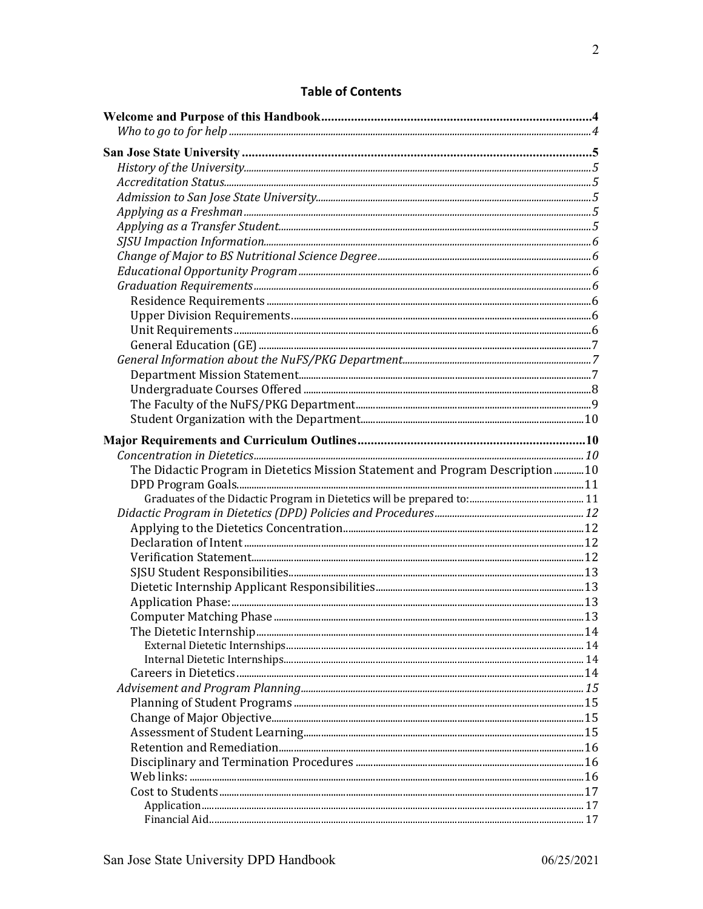# Table of Contents

**Welcome and Purpose of this Handbook** .......... 4
- *Who to go to for help* .......... 4

**San Jose State University** .......... 5
- *History of the University* .......... 5
- *Accreditation Status* .......... 5
- *Admission to San Jose State University* .......... 5
- *Applying as a Freshman* .......... 5
- *Applying as a Transfer Student* .......... 5
- *SJSU Impaction Information* .......... 6
- *Change of Major to BS Nutritional Science Degree* .......... 6
- *Educational Opportunity Program* .......... 6
- *Graduation Requirements* .......... 6
  - Residence Requirements .......... 6
  - Upper Division Requirements .......... 6
  - Unit Requirements .......... 6
  - General Education (GE) .......... 7
- *General Information about the NuFS/PKG Department* .......... 7
  - Department Mission Statement .......... 7
  - Undergraduate Courses Offered .......... 8
  - The Faculty of the NuFS/PKG Department .......... 9
  - Student Organization with the Department .......... 10

**Major Requirements and Curriculum Outlines** .......... 10
- *Concentration in Dietetics* .......... 10
  - The Didactic Program in Dietetics Mission Statement and Program Description .......... 10
  - DPD Program Goals .......... 11
    - Graduates of the Didactic Program in Dietetics will be prepared to: .......... 11
- *Didactic Program in Dietetics (DPD) Policies and Procedures* .......... 12
  - Applying to the Dietetics Concentration .......... 12
  - Declaration of Intent .......... 12
  - Verification Statement .......... 12
  - SJSU Student Responsibilities .......... 13
  - Dietetic Internship Applicant Responsibilities .......... 13
  - Application Phase: .......... 13
  - Computer Matching Phase .......... 13
  - The Dietetic Internship .......... 14
    - External Dietetic Internships .......... 14
    - Internal Dietetic Internships .......... 14
  - Careers in Dietetics .......... 14
- *Advisement and Program Planning* .......... 15
  - Planning of Student Programs .......... 15
  - Change of Major Objective .......... 15
  - Assessment of Student Learning .......... 15
  - Retention and Remediation .......... 16
  - Disciplinary and Termination Procedures .......... 16
  - Web links: .......... 16
  - Cost to Students .......... 17
    - Application .......... 17
    - Financial Aid .......... 17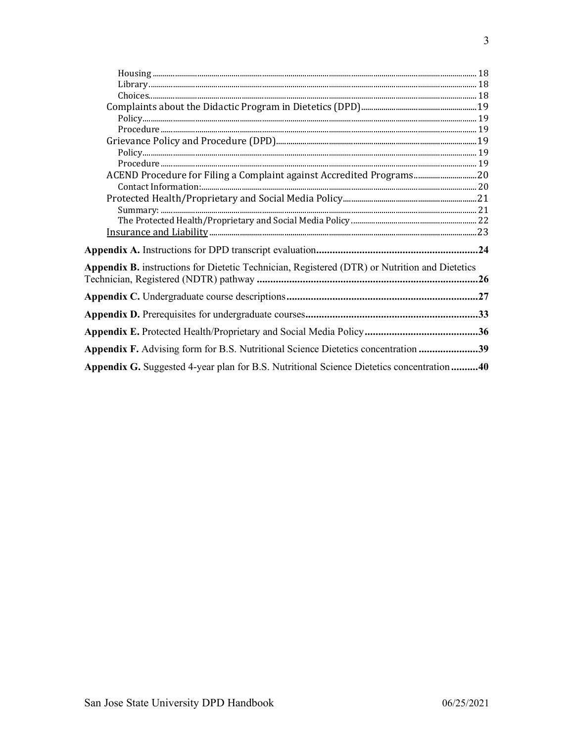- Housing ........ 18
- Library ........ 18
- Choices ........ 18

Complaints about the Didactic Program in Dietetics (DPD) ........ 19
- Policy ........ 19
- Procedure ........ 19

Grievance Policy and Procedure (DPD) ........ 19
- Policy ........ 19
- Procedure ........ 19

ACEND Procedure for Filing a Complaint against Accredited Programs ........ 20
- Contact Information: ........ 20

Protected Health/Proprietary and Social Media Policy ........ 21
- Summary: ........ 21
- The Protected Health/Proprietary and Social Media Policy ........ 22

Insurance and Liability ........ 23

**Appendix A.** Instructions for DPD transcript evaluation **........ 24**

**Appendix B.** instructions for Dietetic Technician, Registered (DTR) or Nutrition and Dietetics Technician, Registered (NDTR) pathway **........ 26**

**Appendix C.** Undergraduate course descriptions **........ 27**

**Appendix D.** Prerequisites for undergraduate courses **........ 33**

**Appendix E.** Protected Health/Proprietary and Social Media Policy **........ 36**

**Appendix F.** Advising form for B.S. Nutritional Science Dietetics concentration **........ 39**

**Appendix G.** Suggested 4-year plan for B.S. Nutritional Science Dietetics concentration **........ 40**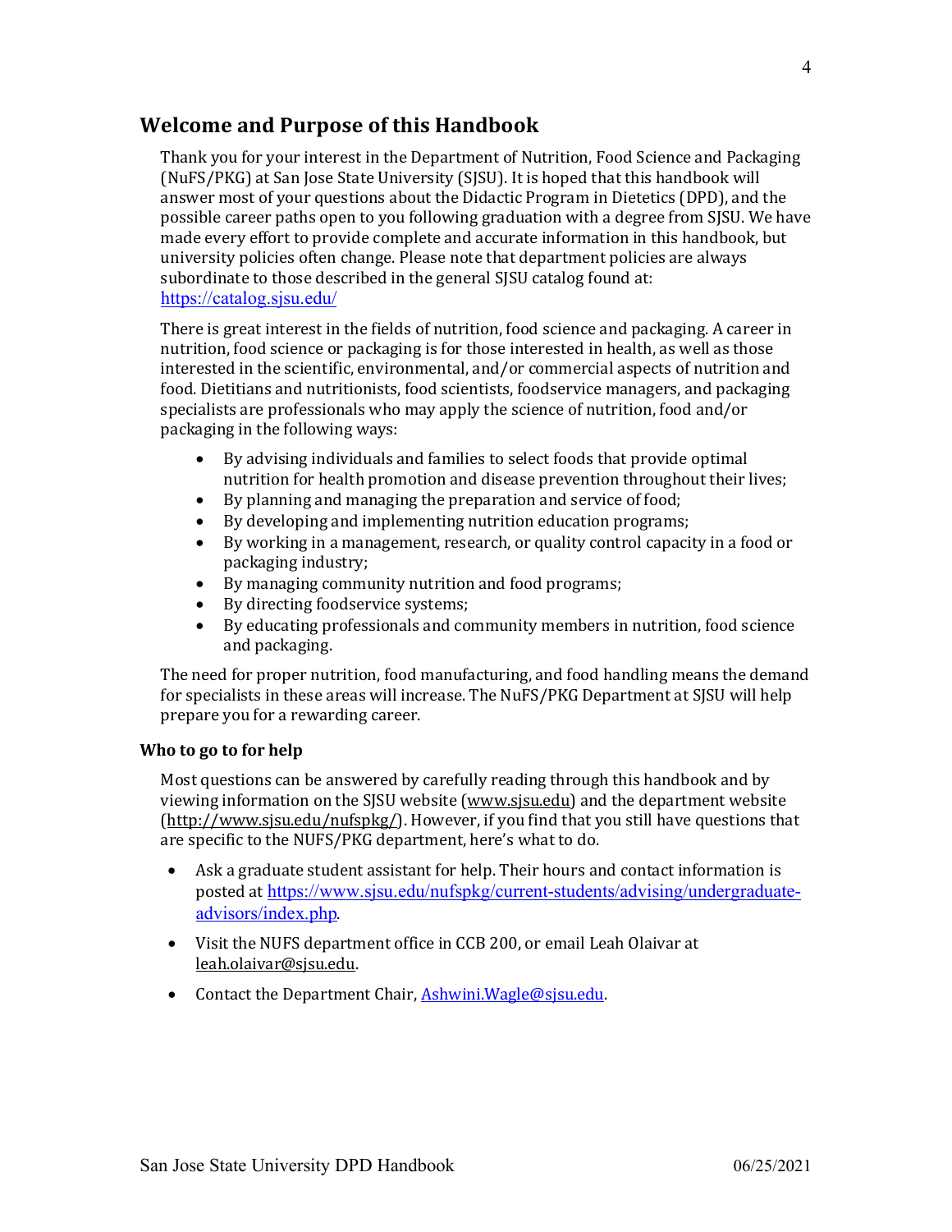## Welcome and Purpose of this Handbook

Thank you for your interest in the Department of Nutrition, Food Science and Packaging (NuFS/PKG) at San Jose State University (SJSU). It is hoped that this handbook will answer most of your questions about the Didactic Program in Dietetics (DPD), and the possible career paths open to you following graduation with a degree from SJSU. We have made every effort to provide complete and accurate information in this handbook, but university policies often change. Please note that department policies are always subordinate to those described in the general SJSU catalog found at: https://catalog.sjsu.edu/

There is great interest in the fields of nutrition, food science and packaging. A career in nutrition, food science or packaging is for those interested in health, as well as those interested in the scientific, environmental, and/or commercial aspects of nutrition and food. Dietitians and nutritionists, food scientists, foodservice managers, and packaging specialists are professionals who may apply the science of nutrition, food and/or packaging in the following ways:

- By advising individuals and families to select foods that provide optimal nutrition for health promotion and disease prevention throughout their lives;
- By planning and managing the preparation and service of food;
- By developing and implementing nutrition education programs;
- By working in a management, research, or quality control capacity in a food or packaging industry;
- By managing community nutrition and food programs;
- By directing foodservice systems;
- By educating professionals and community members in nutrition, food science and packaging.

The need for proper nutrition, food manufacturing, and food handling means the demand for specialists in these areas will increase. The NuFS/PKG Department at SJSU will help prepare you for a rewarding career.

### Who to go to for help

Most questions can be answered by carefully reading through this handbook and by viewing information on the SJSU website (www.sjsu.edu) and the department website (http://www.sjsu.edu/nufspkg/). However, if you find that you still have questions that are specific to the NUFS/PKG department, here's what to do.

- Ask a graduate student assistant for help. Their hours and contact information is posted at https://www.sjsu.edu/nufspkg/current-students/advising/undergraduate-advisors/index.php.
- Visit the NUFS department office in CCB 200, or email Leah Olaivar at leah.olaivar@sjsu.edu.
- Contact the Department Chair, Ashwini.Wagle@sjsu.edu.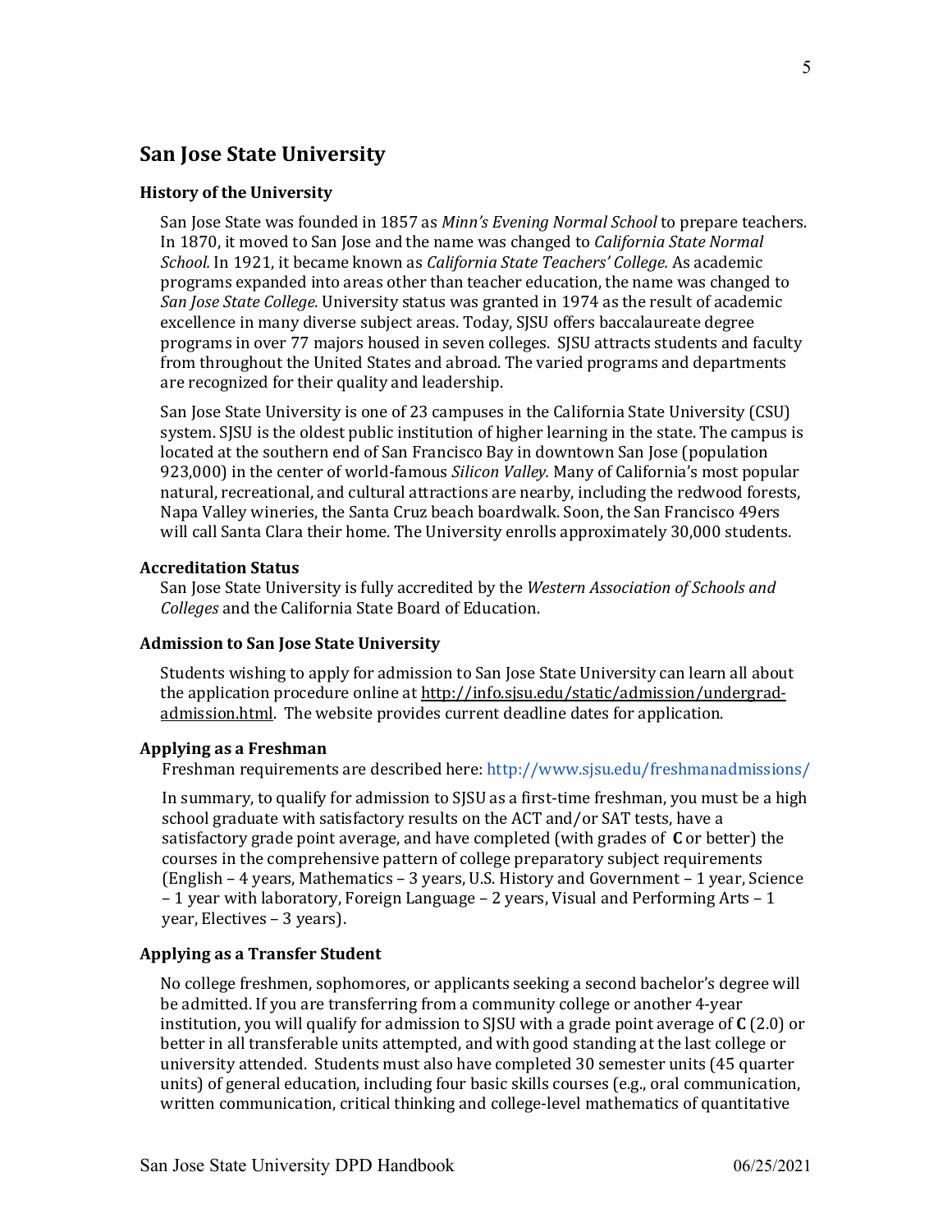## San Jose State University

### History of the University

San Jose State was founded in 1857 as *Minn's Evening Normal School* to prepare teachers. In 1870, it moved to San Jose and the name was changed to *California State Normal School.* In 1921, it became known as *California State Teachers' College.* As academic programs expanded into areas other than teacher education, the name was changed to *San Jose State College.* University status was granted in 1974 as the result of academic excellence in many diverse subject areas. Today, SJSU offers baccalaureate degree programs in over 77 majors housed in seven colleges. SJSU attracts students and faculty from throughout the United States and abroad. The varied programs and departments are recognized for their quality and leadership.

San Jose State University is one of 23 campuses in the California State University (CSU) system. SJSU is the oldest public institution of higher learning in the state. The campus is located at the southern end of San Francisco Bay in downtown San Jose (population 923,000) in the center of world-famous *Silicon Valley.* Many of California's most popular natural, recreational, and cultural attractions are nearby, including the redwood forests, Napa Valley wineries, the Santa Cruz beach boardwalk. Soon, the San Francisco 49ers will call Santa Clara their home. The University enrolls approximately 30,000 students.

### Accreditation Status

San Jose State University is fully accredited by the *Western Association of Schools and Colleges* and the California State Board of Education.

### Admission to San Jose State University

Students wishing to apply for admission to San Jose State University can learn all about the application procedure online at http://info.sjsu.edu/static/admission/undergrad-admission.html. The website provides current deadline dates for application.

### Applying as a Freshman

Freshman requirements are described here: http://www.sjsu.edu/freshmanadmissions/

In summary, to qualify for admission to SJSU as a first-time freshman, you must be a high school graduate with satisfactory results on the ACT and/or SAT tests, have a satisfactory grade point average, and have completed (with grades of **C** or better) the courses in the comprehensive pattern of college preparatory subject requirements (English – 4 years, Mathematics – 3 years, U.S. History and Government – 1 year, Science – 1 year with laboratory, Foreign Language – 2 years, Visual and Performing Arts – 1 year, Electives – 3 years).

### Applying as a Transfer Student

No college freshmen, sophomores, or applicants seeking a second bachelor's degree will be admitted. If you are transferring from a community college or another 4-year institution, you will qualify for admission to SJSU with a grade point average of **C** (2.0) or better in all transferable units attempted, and with good standing at the last college or university attended. Students must also have completed 30 semester units (45 quarter units) of general education, including four basic skills courses (e.g., oral communication, written communication, critical thinking and college-level mathematics of quantitative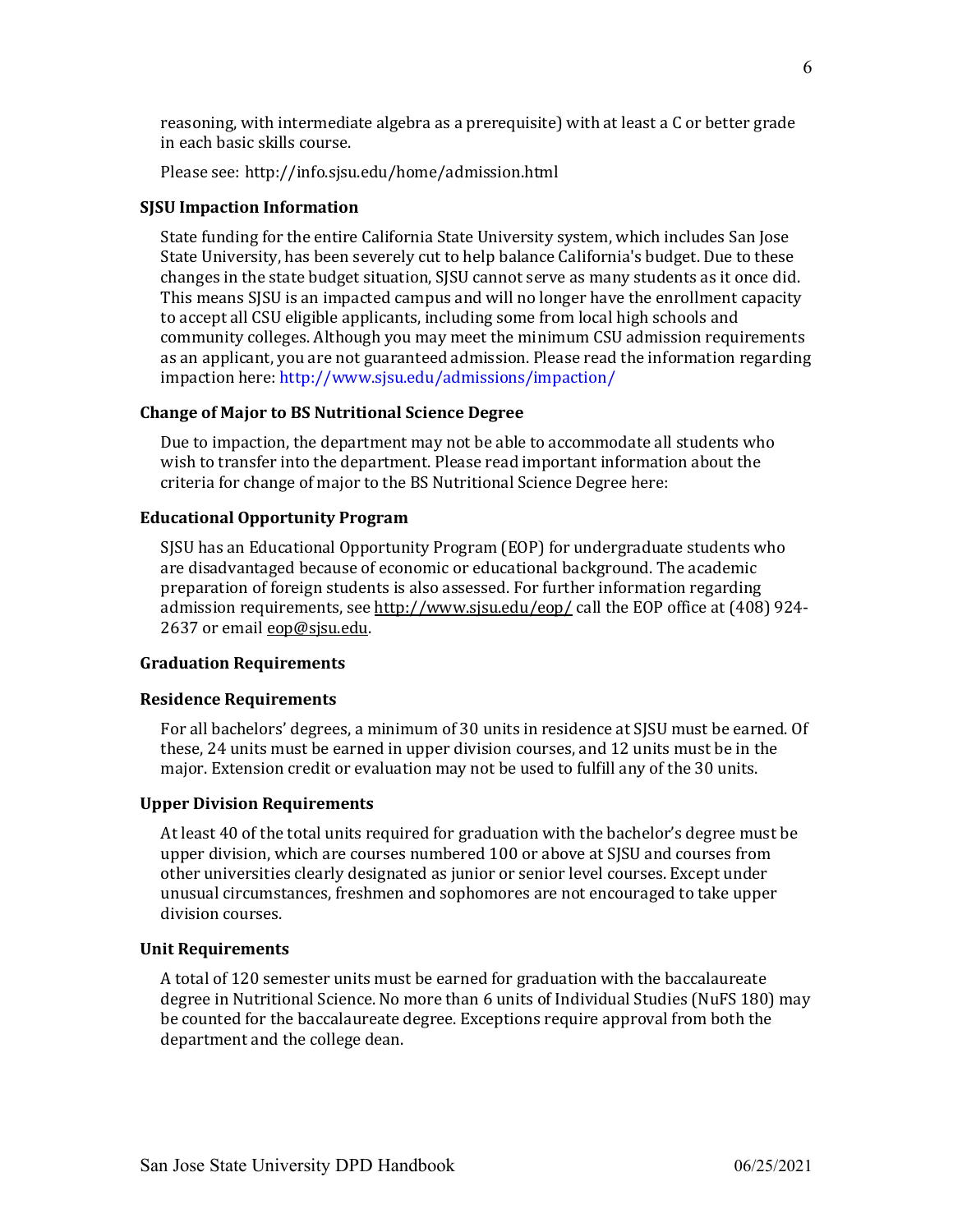reasoning, with intermediate algebra as a prerequisite) with at least a C or better grade in each basic skills course.

Please see: http://info.sjsu.edu/home/admission.html

### SJSU Impaction Information

State funding for the entire California State University system, which includes San Jose State University, has been severely cut to help balance California's budget. Due to these changes in the state budget situation, SJSU cannot serve as many students as it once did. This means SJSU is an impacted campus and will no longer have the enrollment capacity to accept all CSU eligible applicants, including some from local high schools and community colleges. Although you may meet the minimum CSU admission requirements as an applicant, you are not guaranteed admission. Please read the information regarding impaction here: http://www.sjsu.edu/admissions/impaction/

### Change of Major to BS Nutritional Science Degree

Due to impaction, the department may not be able to accommodate all students who wish to transfer into the department. Please read important information about the criteria for change of major to the BS Nutritional Science Degree here:

### Educational Opportunity Program

SJSU has an Educational Opportunity Program (EOP) for undergraduate students who are disadvantaged because of economic or educational background. The academic preparation of foreign students is also assessed. For further information regarding admission requirements, see http://www.sjsu.edu/eop/ call the EOP office at (408) 924-2637 or email eop@sjsu.edu.

### Graduation Requirements

### Residence Requirements

For all bachelors' degrees, a minimum of 30 units in residence at SJSU must be earned. Of these, 24 units must be earned in upper division courses, and 12 units must be in the major. Extension credit or evaluation may not be used to fulfill any of the 30 units.

### Upper Division Requirements

At least 40 of the total units required for graduation with the bachelor's degree must be upper division, which are courses numbered 100 or above at SJSU and courses from other universities clearly designated as junior or senior level courses. Except under unusual circumstances, freshmen and sophomores are not encouraged to take upper division courses.

### Unit Requirements

A total of 120 semester units must be earned for graduation with the baccalaureate degree in Nutritional Science. No more than 6 units of Individual Studies (NuFS 180) may be counted for the baccalaureate degree. Exceptions require approval from both the department and the college dean.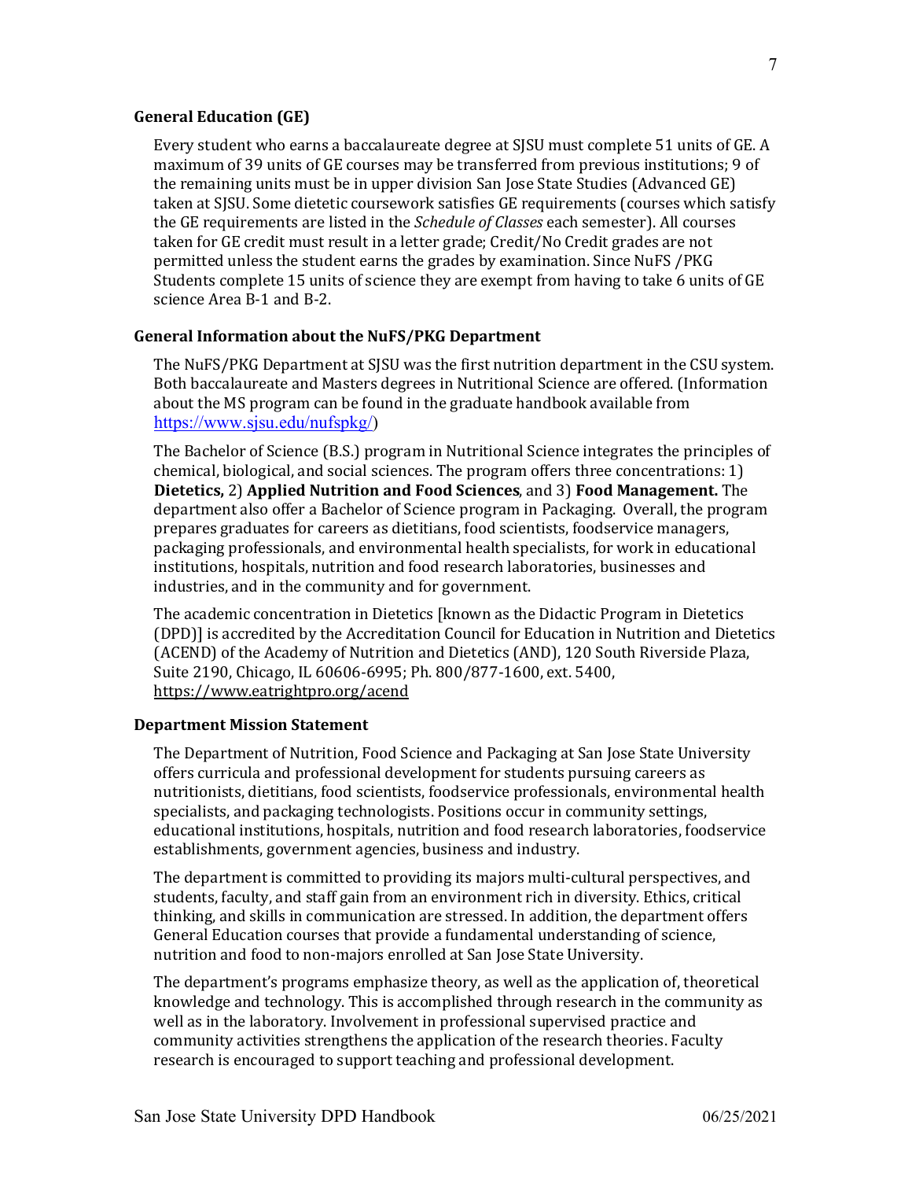### General Education (GE)

Every student who earns a baccalaureate degree at SJSU must complete 51 units of GE. A maximum of 39 units of GE courses may be transferred from previous institutions; 9 of the remaining units must be in upper division San Jose State Studies (Advanced GE) taken at SJSU. Some dietetic coursework satisfies GE requirements (courses which satisfy the GE requirements are listed in the *Schedule of Classes* each semester). All courses taken for GE credit must result in a letter grade; Credit/No Credit grades are not permitted unless the student earns the grades by examination. Since NuFS /PKG Students complete 15 units of science they are exempt from having to take 6 units of GE science Area B-1 and B-2.

### General Information about the NuFS/PKG Department

The NuFS/PKG Department at SJSU was the first nutrition department in the CSU system. Both baccalaureate and Masters degrees in Nutritional Science are offered. (Information about the MS program can be found in the graduate handbook available from https://www.sjsu.edu/nufspkg/)

The Bachelor of Science (B.S.) program in Nutritional Science integrates the principles of chemical, biological, and social sciences. The program offers three concentrations: 1) **Dietetics,** 2) **Applied Nutrition and Food Sciences**, and 3) **Food Management.** The department also offer a Bachelor of Science program in Packaging. Overall, the program prepares graduates for careers as dietitians, food scientists, foodservice managers, packaging professionals, and environmental health specialists, for work in educational institutions, hospitals, nutrition and food research laboratories, businesses and industries, and in the community and for government.

The academic concentration in Dietetics [known as the Didactic Program in Dietetics (DPD)] is accredited by the Accreditation Council for Education in Nutrition and Dietetics (ACEND) of the Academy of Nutrition and Dietetics (AND), 120 South Riverside Plaza, Suite 2190, Chicago, IL 60606-6995; Ph. 800/877-1600, ext. 5400, https://www.eatrightpro.org/acend

### Department Mission Statement

The Department of Nutrition, Food Science and Packaging at San Jose State University offers curricula and professional development for students pursuing careers as nutritionists, dietitians, food scientists, foodservice professionals, environmental health specialists, and packaging technologists. Positions occur in community settings, educational institutions, hospitals, nutrition and food research laboratories, foodservice establishments, government agencies, business and industry.

The department is committed to providing its majors multi-cultural perspectives, and students, faculty, and staff gain from an environment rich in diversity. Ethics, critical thinking, and skills in communication are stressed. In addition, the department offers General Education courses that provide a fundamental understanding of science, nutrition and food to non-majors enrolled at San Jose State University.

The department's programs emphasize theory, as well as the application of, theoretical knowledge and technology. This is accomplished through research in the community as well as in the laboratory. Involvement in professional supervised practice and community activities strengthens the application of the research theories. Faculty research is encouraged to support teaching and professional development.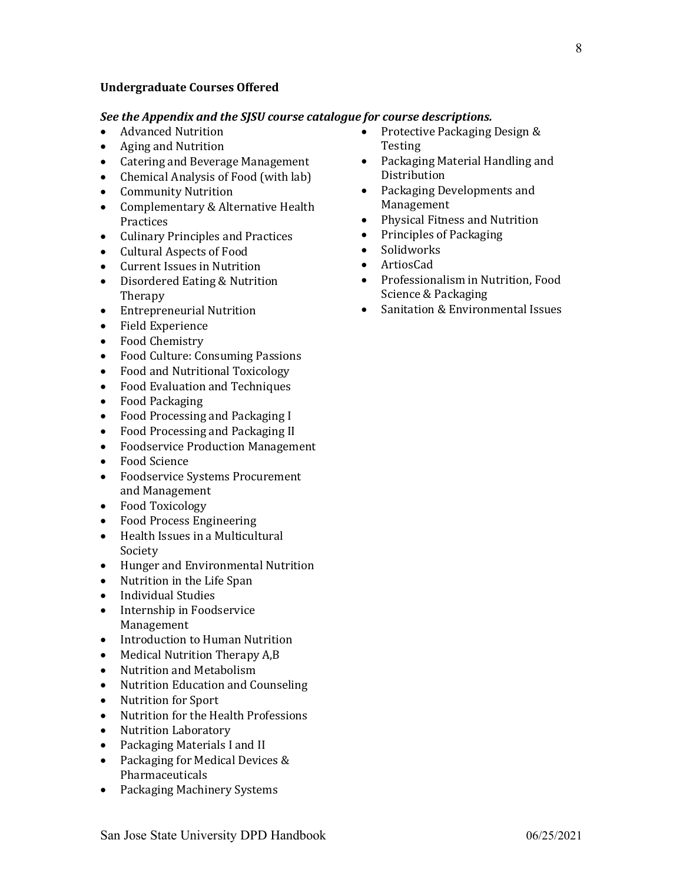**Undergraduate Courses Offered**

***See the Appendix and the SJSU course catalogue for course descriptions.***

- Advanced Nutrition
- Aging and Nutrition
- Catering and Beverage Management
- Chemical Analysis of Food (with lab)
- Community Nutrition
- Complementary & Alternative Health Practices
- Culinary Principles and Practices
- Cultural Aspects of Food
- Current Issues in Nutrition
- Disordered Eating & Nutrition Therapy
- Entrepreneurial Nutrition
- Field Experience
- Food Chemistry
- Food Culture: Consuming Passions
- Food and Nutritional Toxicology
- Food Evaluation and Techniques
- Food Packaging
- Food Processing and Packaging I
- Food Processing and Packaging II
- Foodservice Production Management
- Food Science
- Foodservice Systems Procurement and Management
- Food Toxicology
- Food Process Engineering
- Health Issues in a Multicultural Society
- Hunger and Environmental Nutrition
- Nutrition in the Life Span
- Individual Studies
- Internship in Foodservice Management
- Introduction to Human Nutrition
- Medical Nutrition Therapy A,B
- Nutrition and Metabolism
- Nutrition Education and Counseling
- Nutrition for Sport
- Nutrition for the Health Professions
- Nutrition Laboratory
- Packaging Materials I and II
- Packaging for Medical Devices & Pharmaceuticals
- Packaging Machinery Systems
- Protective Packaging Design & Testing
- Packaging Material Handling and Distribution
- Packaging Developments and Management
- Physical Fitness and Nutrition
- Principles of Packaging
- Solidworks
- ArtiosCad
- Professionalism in Nutrition, Food Science & Packaging
- Sanitation & Environmental Issues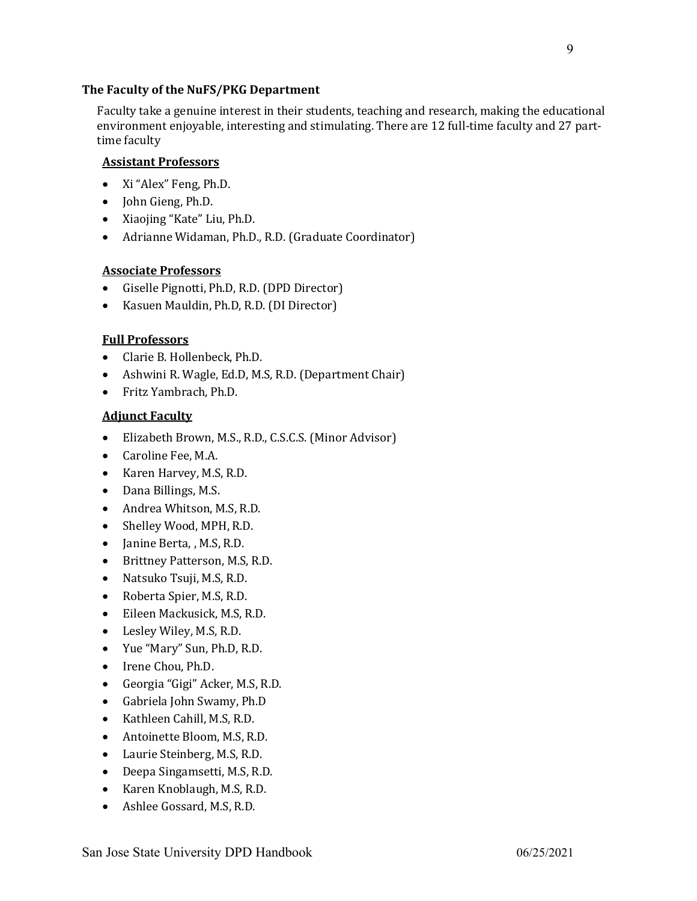### The Faculty of the NuFS/PKG Department

Faculty take a genuine interest in their students, teaching and research, making the educational environment enjoyable, interesting and stimulating. There are 12 full-time faculty and 27 part-time faculty

#### Assistant Professors

- Xi "Alex" Feng, Ph.D.
- John Gieng, Ph.D.
- Xiaojing "Kate" Liu, Ph.D.
- Adrianne Widaman, Ph.D., R.D. (Graduate Coordinator)

#### Associate Professors

- Giselle Pignotti, Ph.D, R.D. (DPD Director)
- Kasuen Mauldin, Ph.D, R.D. (DI Director)

#### Full Professors

- Clarie B. Hollenbeck, Ph.D.
- Ashwini R. Wagle, Ed.D, M.S, R.D. (Department Chair)
- Fritz Yambrach, Ph.D.

#### Adjunct Faculty

- Elizabeth Brown, M.S., R.D., C.S.C.S. (Minor Advisor)
- Caroline Fee, M.A.
- Karen Harvey, M.S, R.D.
- Dana Billings, M.S.
- Andrea Whitson, M.S, R.D.
- Shelley Wood, MPH, R.D.
- Janine Berta, , M.S, R.D.
- Brittney Patterson, M.S, R.D.
- Natsuko Tsuji, M.S, R.D.
- Roberta Spier, M.S, R.D.
- Eileen Mackusick, M.S, R.D.
- Lesley Wiley, M.S, R.D.
- Yue "Mary" Sun, Ph.D, R.D.
- Irene Chou, Ph.D.
- Georgia "Gigi" Acker, M.S, R.D.
- Gabriela John Swamy, Ph.D
- Kathleen Cahill, M.S, R.D.
- Antoinette Bloom, M.S, R.D.
- Laurie Steinberg, M.S, R.D.
- Deepa Singamsetti, M.S, R.D.
- Karen Knoblaugh, M.S, R.D.
- Ashlee Gossard, M.S, R.D.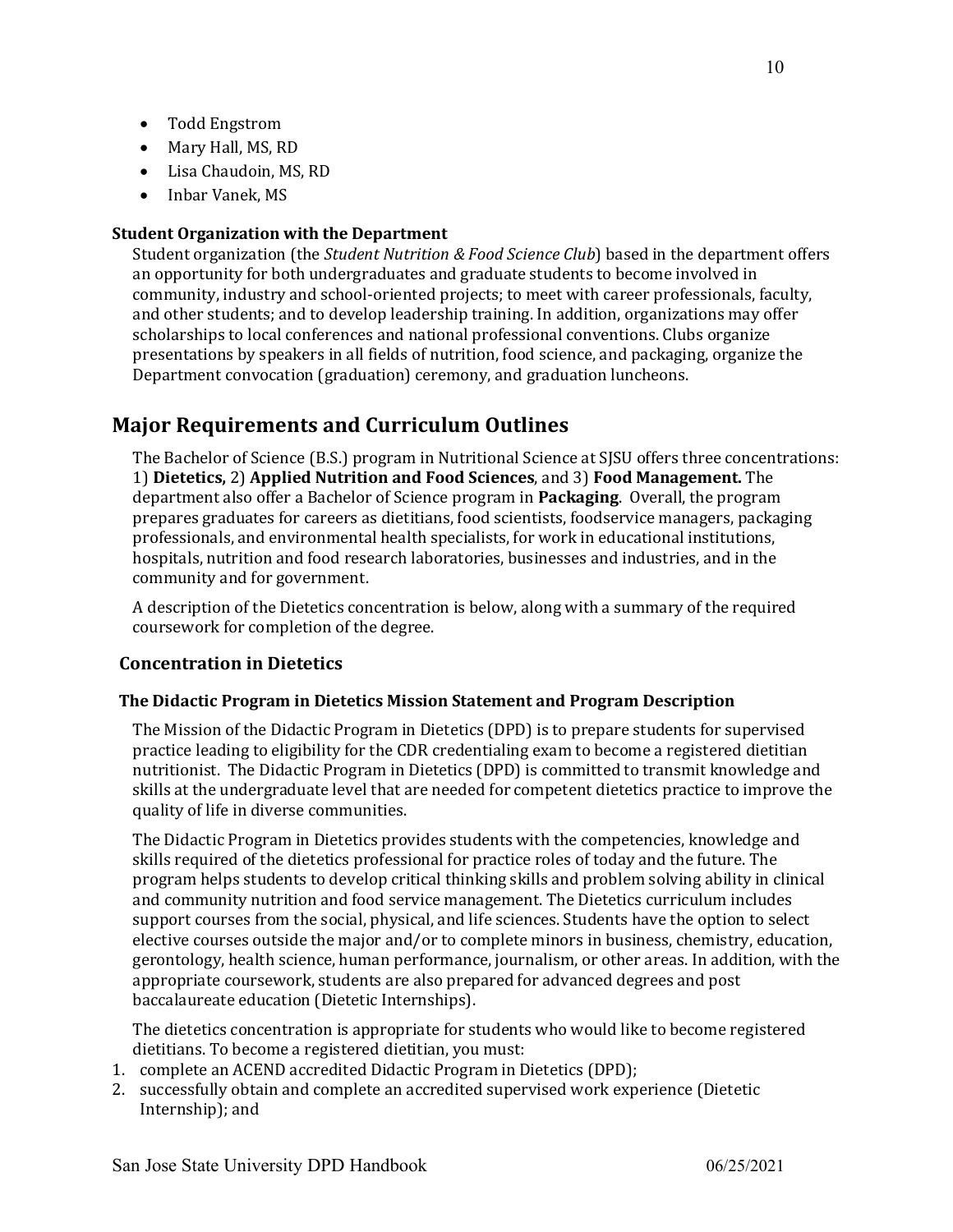- Todd Engstrom
- Mary Hall, MS, RD
- Lisa Chaudoin, MS, RD
- Inbar Vanek, MS

**Student Organization with the Department**

Student organization (the *Student Nutrition & Food Science Club*) based in the department offers an opportunity for both undergraduates and graduate students to become involved in community, industry and school-oriented projects; to meet with career professionals, faculty, and other students; and to develop leadership training. In addition, organizations may offer scholarships to local conferences and national professional conventions. Clubs organize presentations by speakers in all fields of nutrition, food science, and packaging, organize the Department convocation (graduation) ceremony, and graduation luncheons.

## Major Requirements and Curriculum Outlines

The Bachelor of Science (B.S.) program in Nutritional Science at SJSU offers three concentrations: 1) **Dietetics,** 2) **Applied Nutrition and Food Sciences**, and 3) **Food Management.** The department also offer a Bachelor of Science program in **Packaging**. Overall, the program prepares graduates for careers as dietitians, food scientists, foodservice managers, packaging professionals, and environmental health specialists, for work in educational institutions, hospitals, nutrition and food research laboratories, businesses and industries, and in the community and for government.

A description of the Dietetics concentration is below, along with a summary of the required coursework for completion of the degree.

### Concentration in Dietetics

#### The Didactic Program in Dietetics Mission Statement and Program Description

The Mission of the Didactic Program in Dietetics (DPD) is to prepare students for supervised practice leading to eligibility for the CDR credentialing exam to become a registered dietitian nutritionist. The Didactic Program in Dietetics (DPD) is committed to transmit knowledge and skills at the undergraduate level that are needed for competent dietetics practice to improve the quality of life in diverse communities.

The Didactic Program in Dietetics provides students with the competencies, knowledge and skills required of the dietetics professional for practice roles of today and the future. The program helps students to develop critical thinking skills and problem solving ability in clinical and community nutrition and food service management. The Dietetics curriculum includes support courses from the social, physical, and life sciences. Students have the option to select elective courses outside the major and/or to complete minors in business, chemistry, education, gerontology, health science, human performance, journalism, or other areas. In addition, with the appropriate coursework, students are also prepared for advanced degrees and post baccalaureate education (Dietetic Internships).

The dietetics concentration is appropriate for students who would like to become registered dietitians. To become a registered dietitian, you must:

1. complete an ACEND accredited Didactic Program in Dietetics (DPD);
2. successfully obtain and complete an accredited supervised work experience (Dietetic Internship); and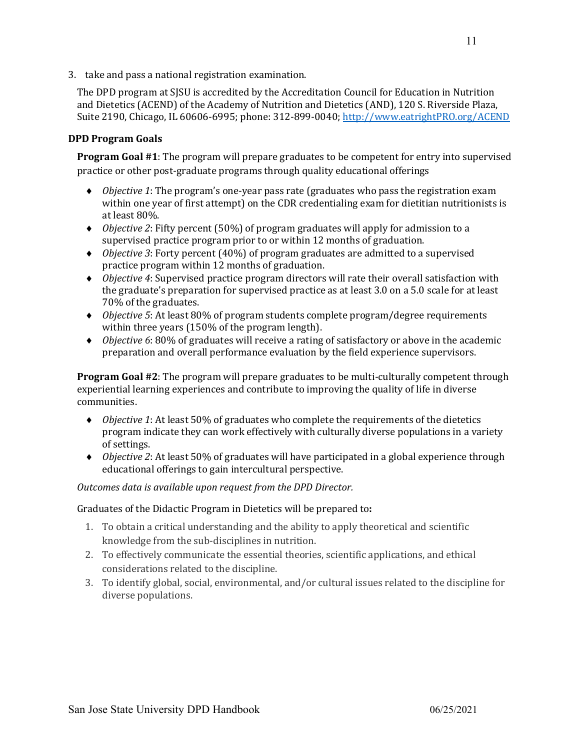3. take and pass a national registration examination.

The DPD program at SJSU is accredited by the Accreditation Council for Education in Nutrition and Dietetics (ACEND) of the Academy of Nutrition and Dietetics (AND), 120 S. Riverside Plaza, Suite 2190, Chicago, IL 60606-6995; phone: 312-899-0040; [http://www.eatrightPRO.org/ACEND](http://www.eatrightPRO.org/ACEND)

### DPD Program Goals

**Program Goal #1**: The program will prepare graduates to be competent for entry into supervised practice or other post-graduate programs through quality educational offerings

- *Objective 1*: The program's one-year pass rate (graduates who pass the registration exam within one year of first attempt) on the CDR credentialing exam for dietitian nutritionists is at least 80%.
- *Objective 2*: Fifty percent (50%) of program graduates will apply for admission to a supervised practice program prior to or within 12 months of graduation.
- *Objective 3*: Forty percent (40%) of program graduates are admitted to a supervised practice program within 12 months of graduation.
- *Objective 4*: Supervised practice program directors will rate their overall satisfaction with the graduate's preparation for supervised practice as at least 3.0 on a 5.0 scale for at least 70% of the graduates.
- *Objective 5*: At least 80% of program students complete program/degree requirements within three years (150% of the program length).
- *Objective 6*: 80% of graduates will receive a rating of satisfactory or above in the academic preparation and overall performance evaluation by the field experience supervisors.

**Program Goal #2**: The program will prepare graduates to be multi-culturally competent through experiential learning experiences and contribute to improving the quality of life in diverse communities.

- *Objective 1*: At least 50% of graduates who complete the requirements of the dietetics program indicate they can work effectively with culturally diverse populations in a variety of settings.
- *Objective 2*: At least 50% of graduates will have participated in a global experience through educational offerings to gain intercultural perspective.

*Outcomes data is available upon request from the DPD Director.*

Graduates of the Didactic Program in Dietetics will be prepared to**:**

1. To obtain a critical understanding and the ability to apply theoretical and scientific knowledge from the sub-disciplines in nutrition.
2. To effectively communicate the essential theories, scientific applications, and ethical considerations related to the discipline.
3. To identify global, social, environmental, and/or cultural issues related to the discipline for diverse populations.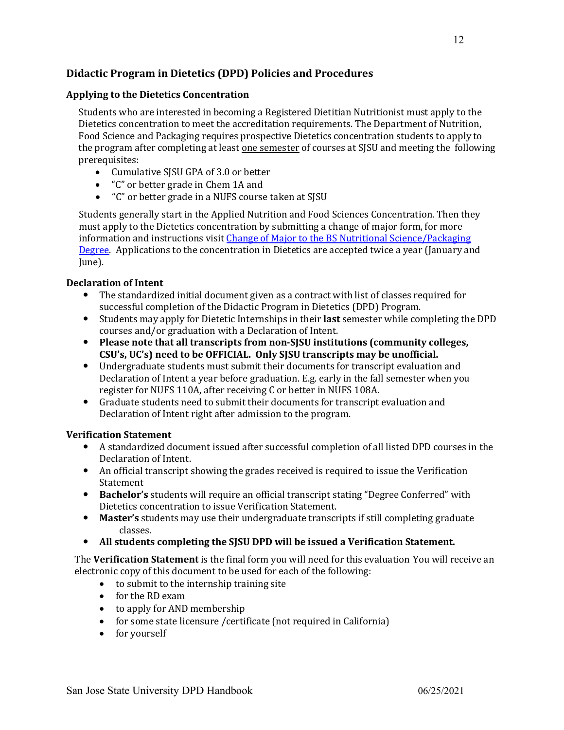## Didactic Program in Dietetics (DPD) Policies and Procedures

### Applying to the Dietetics Concentration

Students who are interested in becoming a Registered Dietitian Nutritionist must apply to the Dietetics concentration to meet the accreditation requirements. The Department of Nutrition, Food Science and Packaging requires prospective Dietetics concentration students to apply to the program after completing at least one semester of courses at SJSU and meeting the following prerequisites:

- Cumulative SJSU GPA of 3.0 or better
- "C" or better grade in Chem 1A and
- "C" or better grade in a NUFS course taken at SJSU

Students generally start in the Applied Nutrition and Food Sciences Concentration. Then they must apply to the Dietetics concentration by submitting a change of major form, for more information and instructions visit Change of Major to the BS Nutritional Science/Packaging Degree. Applications to the concentration in Dietetics are accepted twice a year (January and June).

### Declaration of Intent

- The standardized initial document given as a contract with list of classes required for successful completion of the Didactic Program in Dietetics (DPD) Program.
- Students may apply for Dietetic Internships in their **last** semester while completing the DPD courses and/or graduation with a Declaration of Intent.
- **Please note that all transcripts from non-SJSU institutions (community colleges, CSU's, UC's) need to be OFFICIAL. Only SJSU transcripts may be unofficial.**
- Undergraduate students must submit their documents for transcript evaluation and Declaration of Intent a year before graduation. E.g. early in the fall semester when you register for NUFS 110A, after receiving C or better in NUFS 108A.
- Graduate students need to submit their documents for transcript evaluation and Declaration of Intent right after admission to the program.

### Verification Statement

- A standardized document issued after successful completion of all listed DPD courses in the Declaration of Intent.
- An official transcript showing the grades received is required to issue the Verification Statement
- **Bachelor's** students will require an official transcript stating "Degree Conferred" with Dietetics concentration to issue Verification Statement.
- **Master's** students may use their undergraduate transcripts if still completing graduate classes.
- **All students completing the SJSU DPD will be issued a Verification Statement.**

The **Verification Statement** is the final form you will need for this evaluation You will receive an electronic copy of this document to be used for each of the following:

- to submit to the internship training site
- for the RD exam
- to apply for AND membership
- for some state licensure /certificate (not required in California)
- for yourself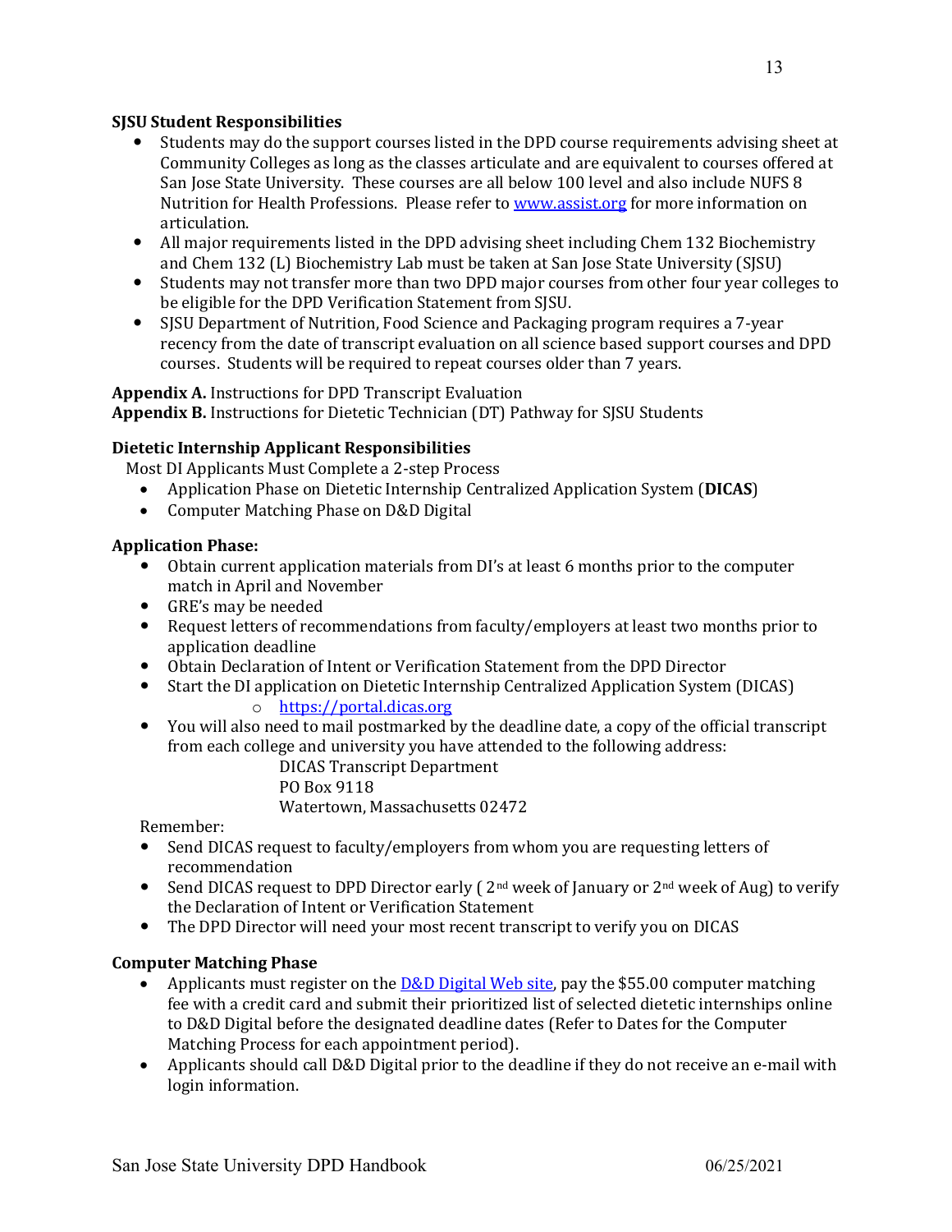**SJSU Student Responsibilities**

- Students may do the support courses listed in the DPD course requirements advising sheet at Community Colleges as long as the classes articulate and are equivalent to courses offered at San Jose State University. These courses are all below 100 level and also include NUFS 8 Nutrition for Health Professions. Please refer to [www.assist.org](http://www.assist.org) for more information on articulation.
- All major requirements listed in the DPD advising sheet including Chem 132 Biochemistry and Chem 132 (L) Biochemistry Lab must be taken at San Jose State University (SJSU)
- Students may not transfer more than two DPD major courses from other four year colleges to be eligible for the DPD Verification Statement from SJSU.
- SJSU Department of Nutrition, Food Science and Packaging program requires a 7-year recency from the date of transcript evaluation on all science based support courses and DPD courses. Students will be required to repeat courses older than 7 years.

**Appendix A.** Instructions for DPD Transcript Evaluation
**Appendix B.** Instructions for Dietetic Technician (DT) Pathway for SJSU Students

**Dietetic Internship Applicant Responsibilities**

Most DI Applicants Must Complete a 2-step Process

- Application Phase on Dietetic Internship Centralized Application System (**DICAS**)
- Computer Matching Phase on D&D Digital

**Application Phase:**

- Obtain current application materials from DI's at least 6 months prior to the computer match in April and November
- GRE's may be needed
- Request letters of recommendations from faculty/employers at least two months prior to application deadline
- Obtain Declaration of Intent or Verification Statement from the DPD Director
- Start the DI application on Dietetic Internship Centralized Application System (DICAS)
    - [https://portal.dicas.org](https://portal.dicas.org)
- You will also need to mail postmarked by the deadline date, a copy of the official transcript from each college and university you have attended to the following address:

  DICAS Transcript Department
  PO Box 9118
  Watertown, Massachusetts 02472

Remember:

- Send DICAS request to faculty/employers from whom you are requesting letters of recommendation
- Send DICAS request to DPD Director early ( 2nd week of January or 2nd week of Aug) to verify the Declaration of Intent or Verification Statement
- The DPD Director will need your most recent transcript to verify you on DICAS

**Computer Matching Phase**

- Applicants must register on the D&D Digital Web site, pay the $55.00 computer matching fee with a credit card and submit their prioritized list of selected dietetic internships online to D&D Digital before the designated deadline dates (Refer to Dates for the Computer Matching Process for each appointment period).
- Applicants should call D&D Digital prior to the deadline if they do not receive an e-mail with login information.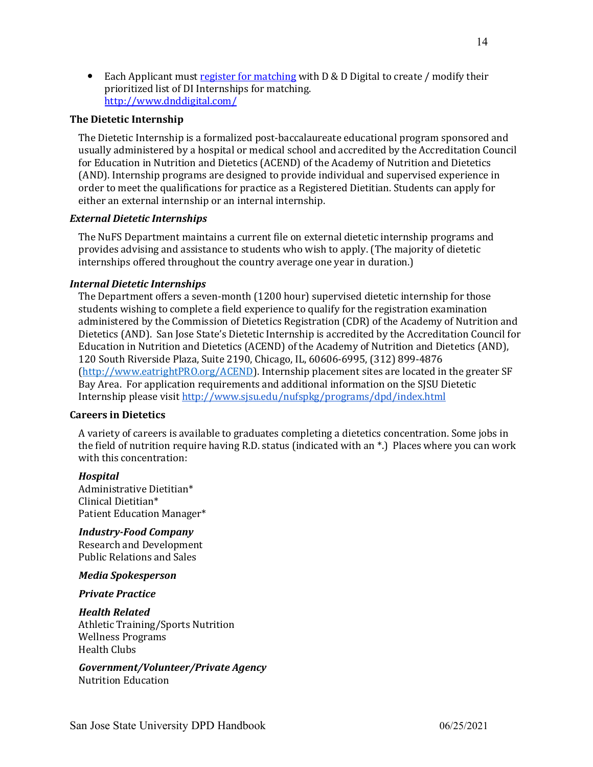- Each Applicant must [register for matching](http://www.dnddigital.com/) with D & D Digital to create / modify their prioritized list of DI Internships for matching. [http://www.dnddigital.com/](http://www.dnddigital.com/)

### The Dietetic Internship

The Dietetic Internship is a formalized post-baccalaureate educational program sponsored and usually administered by a hospital or medical school and accredited by the Accreditation Council for Education in Nutrition and Dietetics (ACEND) of the Academy of Nutrition and Dietetics (AND). Internship programs are designed to provide individual and supervised experience in order to meet the qualifications for practice as a Registered Dietitian. Students can apply for either an external internship or an internal internship.

#### *External Dietetic Internships*

The NuFS Department maintains a current file on external dietetic internship programs and provides advising and assistance to students who wish to apply. (The majority of dietetic internships offered throughout the country average one year in duration.)

#### *Internal Dietetic Internships*

The Department offers a seven-month (1200 hour) supervised dietetic internship for those students wishing to complete a field experience to qualify for the registration examination administered by the Commission of Dietetics Registration (CDR) of the Academy of Nutrition and Dietetics (AND). San Jose State's Dietetic Internship is accredited by the Accreditation Council for Education in Nutrition and Dietetics (ACEND) of the Academy of Nutrition and Dietetics (AND), 120 South Riverside Plaza, Suite 2190, Chicago, IL, 60606-6995, (312) 899-4876 ([http://www.eatrightPRO.org/ACEND](http://www.eatrightPRO.org/ACEND)). Internship placement sites are located in the greater SF Bay Area. For application requirements and additional information on the SJSU Dietetic Internship please visit [http://www.sjsu.edu/nufspkg/programs/dpd/index.html](http://www.sjsu.edu/nufspkg/programs/dpd/index.html)

### Careers in Dietetics

A variety of careers is available to graduates completing a dietetics concentration. Some jobs in the field of nutrition require having R.D. status (indicated with an *.) Places where you can work with this concentration:

***Hospital***
Administrative Dietitian*
Clinical Dietitian*
Patient Education Manager*

***Industry-Food Company***
Research and Development
Public Relations and Sales

***Media Spokesperson***

***Private Practice***

***Health Related***
Athletic Training/Sports Nutrition
Wellness Programs
Health Clubs

***Government/Volunteer/Private Agency***
Nutrition Education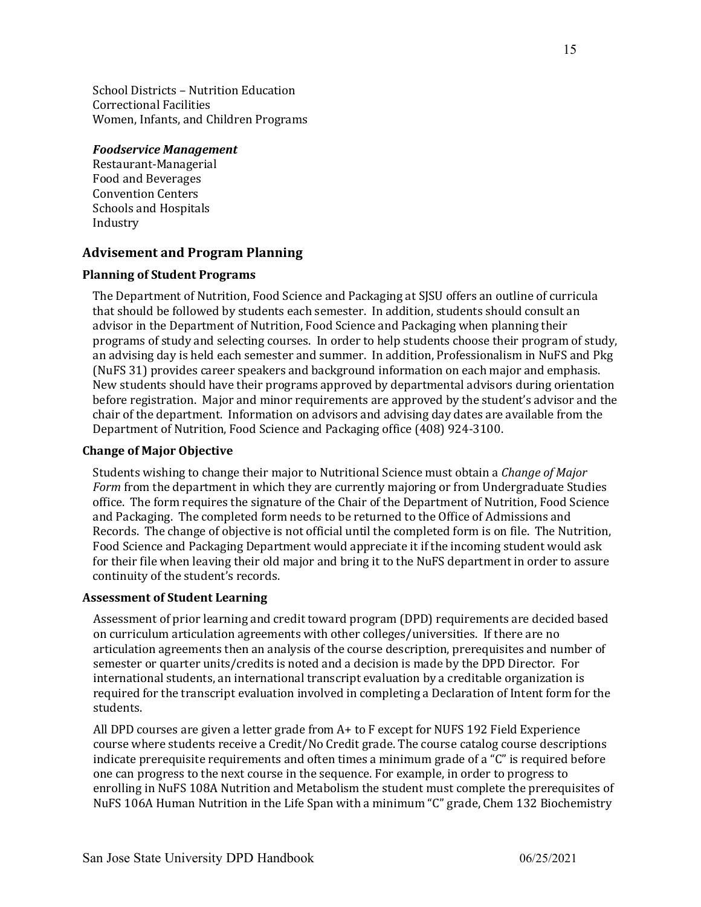School Districts – Nutrition Education
Correctional Facilities
Women, Infants, and Children Programs

***Foodservice Management***
Restaurant-Managerial
Food and Beverages
Convention Centers
Schools and Hospitals
Industry

## Advisement and Program Planning

### Planning of Student Programs

The Department of Nutrition, Food Science and Packaging at SJSU offers an outline of curricula that should be followed by students each semester. In addition, students should consult an advisor in the Department of Nutrition, Food Science and Packaging when planning their programs of study and selecting courses. In order to help students choose their program of study, an advising day is held each semester and summer. In addition, Professionalism in NuFS and Pkg (NuFS 31) provides career speakers and background information on each major and emphasis. New students should have their programs approved by departmental advisors during orientation before registration. Major and minor requirements are approved by the student's advisor and the chair of the department. Information on advisors and advising day dates are available from the Department of Nutrition, Food Science and Packaging office (408) 924-3100.

### Change of Major Objective

Students wishing to change their major to Nutritional Science must obtain a *Change of Major Form* from the department in which they are currently majoring or from Undergraduate Studies office. The form requires the signature of the Chair of the Department of Nutrition, Food Science and Packaging. The completed form needs to be returned to the Office of Admissions and Records. The change of objective is not official until the completed form is on file. The Nutrition, Food Science and Packaging Department would appreciate it if the incoming student would ask for their file when leaving their old major and bring it to the NuFS department in order to assure continuity of the student's records.

### Assessment of Student Learning

Assessment of prior learning and credit toward program (DPD) requirements are decided based on curriculum articulation agreements with other colleges/universities. If there are no articulation agreements then an analysis of the course description, prerequisites and number of semester or quarter units/credits is noted and a decision is made by the DPD Director. For international students, an international transcript evaluation by a creditable organization is required for the transcript evaluation involved in completing a Declaration of Intent form for the students.

All DPD courses are given a letter grade from A+ to F except for NUFS 192 Field Experience course where students receive a Credit/No Credit grade. The course catalog course descriptions indicate prerequisite requirements and often times a minimum grade of a "C" is required before one can progress to the next course in the sequence. For example, in order to progress to enrolling in NuFS 108A Nutrition and Metabolism the student must complete the prerequisites of NuFS 106A Human Nutrition in the Life Span with a minimum "C" grade, Chem 132 Biochemistry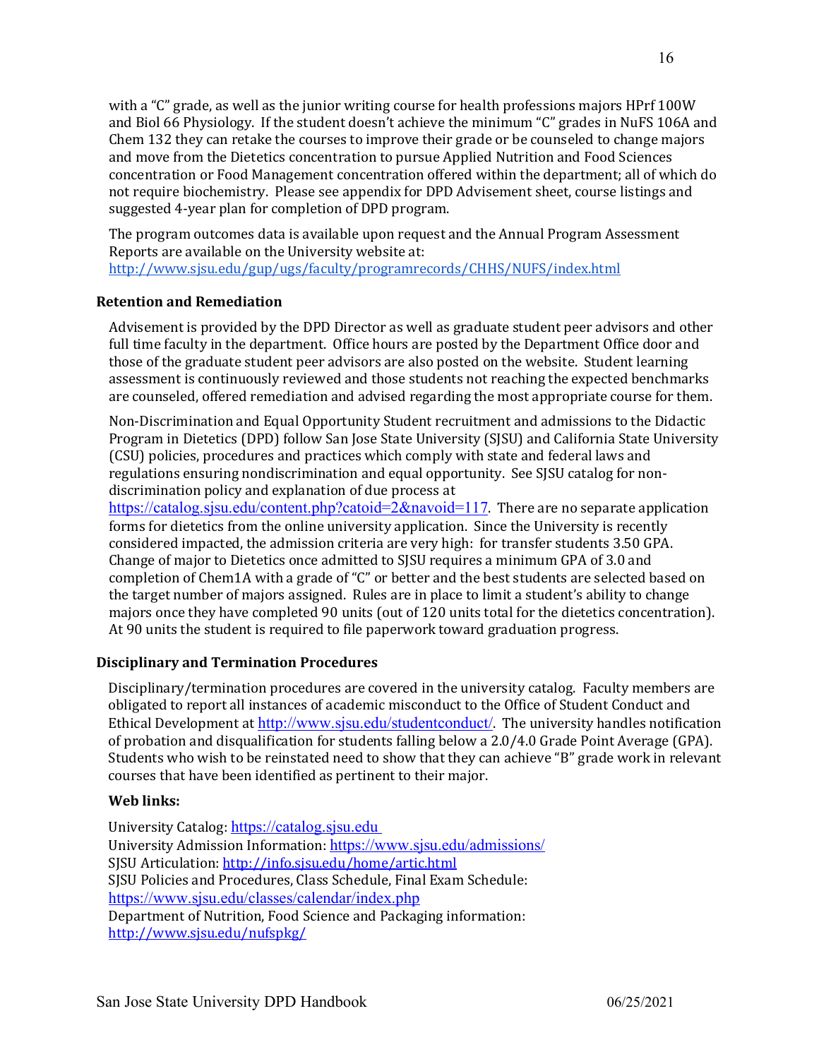with a "C" grade, as well as the junior writing course for health professions majors HPrf 100W and Biol 66 Physiology. If the student doesn't achieve the minimum "C" grades in NuFS 106A and Chem 132 they can retake the courses to improve their grade or be counseled to change majors and move from the Dietetics concentration to pursue Applied Nutrition and Food Sciences concentration or Food Management concentration offered within the department; all of which do not require biochemistry. Please see appendix for DPD Advisement sheet, course listings and suggested 4-year plan for completion of DPD program.

The program outcomes data is available upon request and the Annual Program Assessment Reports are available on the University website at: http://www.sjsu.edu/gup/ugs/faculty/programrecords/CHHS/NUFS/index.html

### Retention and Remediation

Advisement is provided by the DPD Director as well as graduate student peer advisors and other full time faculty in the department. Office hours are posted by the Department Office door and those of the graduate student peer advisors are also posted on the website. Student learning assessment is continuously reviewed and those students not reaching the expected benchmarks are counseled, offered remediation and advised regarding the most appropriate course for them.

Non-Discrimination and Equal Opportunity Student recruitment and admissions to the Didactic Program in Dietetics (DPD) follow San Jose State University (SJSU) and California State University (CSU) policies, procedures and practices which comply with state and federal laws and regulations ensuring nondiscrimination and equal opportunity. See SJSU catalog for non-discrimination policy and explanation of due process at https://catalog.sjsu.edu/content.php?catoid=2&navoid=117. There are no separate application forms for dietetics from the online university application. Since the University is recently considered impacted, the admission criteria are very high: for transfer students 3.50 GPA. Change of major to Dietetics once admitted to SJSU requires a minimum GPA of 3.0 and completion of Chem1A with a grade of "C" or better and the best students are selected based on the target number of majors assigned. Rules are in place to limit a student's ability to change majors once they have completed 90 units (out of 120 units total for the dietetics concentration). At 90 units the student is required to file paperwork toward graduation progress.

### Disciplinary and Termination Procedures

Disciplinary/termination procedures are covered in the university catalog. Faculty members are obligated to report all instances of academic misconduct to the Office of Student Conduct and Ethical Development at http://www.sjsu.edu/studentconduct/. The university handles notification of probation and disqualification for students falling below a 2.0/4.0 Grade Point Average (GPA). Students who wish to be reinstated need to show that they can achieve "B" grade work in relevant courses that have been identified as pertinent to their major.

**Web links:**

University Catalog: https://catalog.sjsu.edu
University Admission Information: https://www.sjsu.edu/admissions/
SJSU Articulation: http://info.sjsu.edu/home/artic.html
SJSU Policies and Procedures, Class Schedule, Final Exam Schedule: https://www.sjsu.edu/classes/calendar/index.php
Department of Nutrition, Food Science and Packaging information: http://www.sjsu.edu/nufspkg/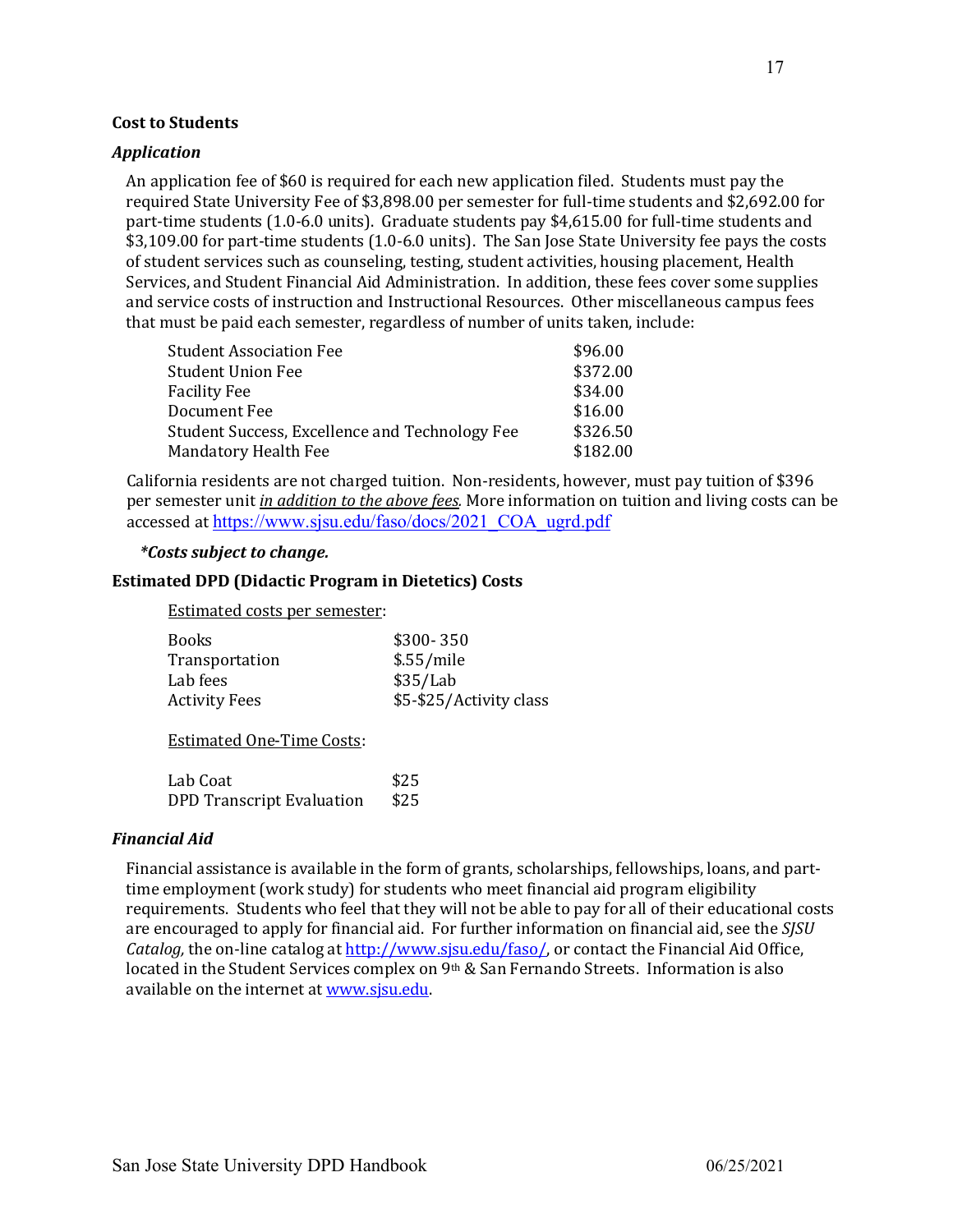**Cost to Students**

***Application***

An application fee of $60 is required for each new application filed. Students must pay the required State University Fee of $3,898.00 per semester for full-time students and $2,692.00 for part-time students (1.0-6.0 units). Graduate students pay $4,615.00 for full-time students and $3,109.00 for part-time students (1.0-6.0 units). The San Jose State University fee pays the costs of student services such as counseling, testing, student activities, housing placement, Health Services, and Student Financial Aid Administration. In addition, these fees cover some supplies and service costs of instruction and Instructional Resources. Other miscellaneous campus fees that must be paid each semester, regardless of number of units taken, include:

| Fee | Amount |
|---|---|
| Student Association Fee | $96.00 |
| Student Union Fee | $372.00 |
| Facility Fee | $34.00 |
| Document Fee | $16.00 |
| Student Success, Excellence and Technology Fee | $326.50 |
| Mandatory Health Fee | $182.00 |

California residents are not charged tuition. Non-residents, however, must pay tuition of $396 per semester unit ***in addition to the above fees.*** More information on tuition and living costs can be accessed at https://www.sjsu.edu/faso/docs/2021_COA_ugrd.pdf

***\*Costs subject to change.***

**Estimated DPD (Didactic Program in Dietetics) Costs**

Estimated costs per semester:

| Item | Cost |
|---|---|
| Books | $300- 350 |
| Transportation | $.55/mile |
| Lab fees | $35/Lab |
| Activity Fees | $5-$25/Activity class |

Estimated One-Time Costs:

| Item | Cost |
|---|---|
| Lab Coat | $25 |
| DPD Transcript Evaluation | $25 |

***Financial Aid***

Financial assistance is available in the form of grants, scholarships, fellowships, loans, and part-time employment (work study) for students who meet financial aid program eligibility requirements. Students who feel that they will not be able to pay for all of their educational costs are encouraged to apply for financial aid. For further information on financial aid, see the *SJSU Catalog,* the on-line catalog at http://www.sjsu.edu/faso/, or contact the Financial Aid Office, located in the Student Services complex on 9th & San Fernando Streets. Information is also available on the internet at www.sjsu.edu.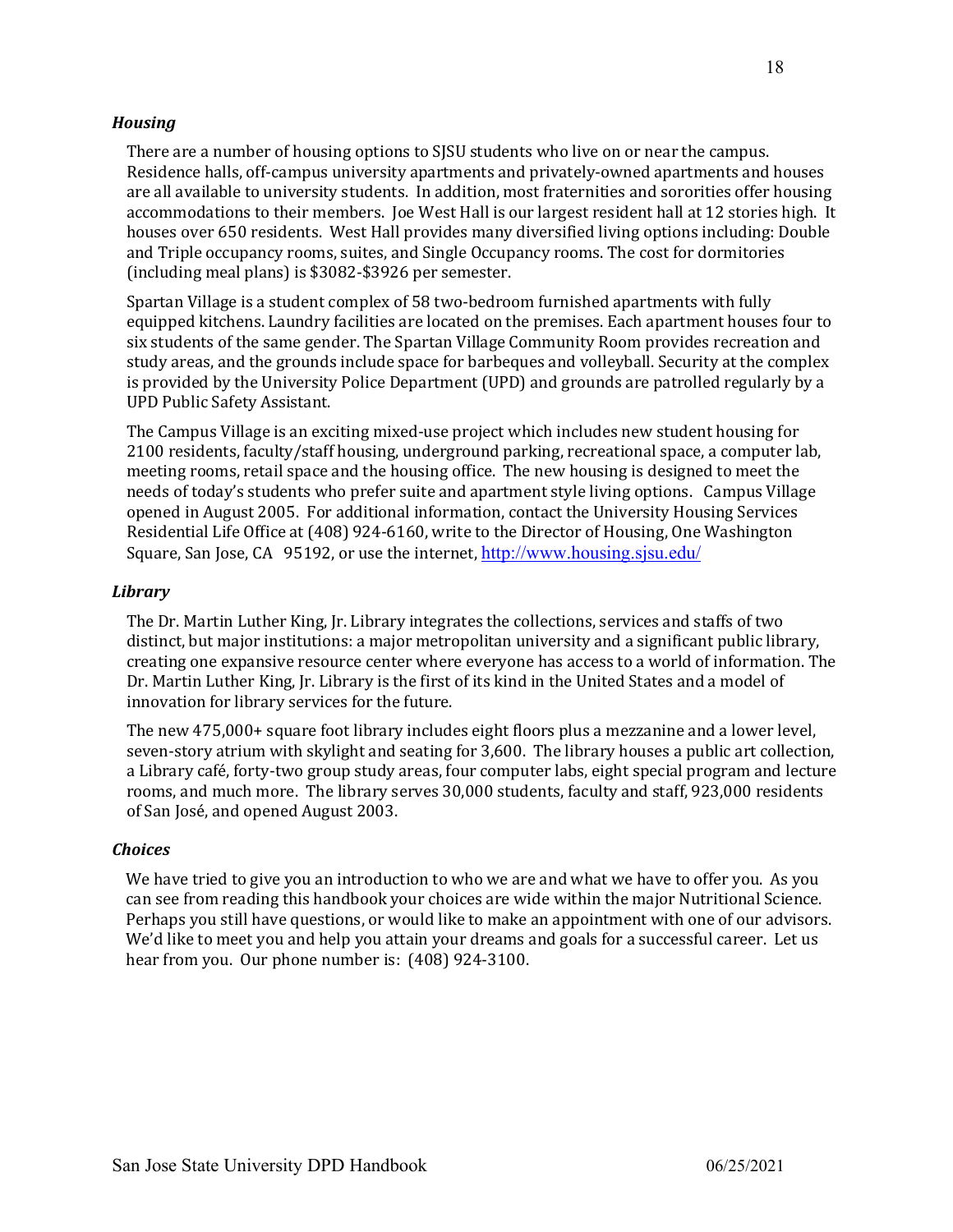### *Housing*

There are a number of housing options to SJSU students who live on or near the campus. Residence halls, off-campus university apartments and privately-owned apartments and houses are all available to university students. In addition, most fraternities and sororities offer housing accommodations to their members. Joe West Hall is our largest resident hall at 12 stories high. It houses over 650 residents. West Hall provides many diversified living options including: Double and Triple occupancy rooms, suites, and Single Occupancy rooms. The cost for dormitories (including meal plans) is $3082-$3926 per semester.

Spartan Village is a student complex of 58 two-bedroom furnished apartments with fully equipped kitchens. Laundry facilities are located on the premises. Each apartment houses four to six students of the same gender. The Spartan Village Community Room provides recreation and study areas, and the grounds include space for barbeques and volleyball. Security at the complex is provided by the University Police Department (UPD) and grounds are patrolled regularly by a UPD Public Safety Assistant.

The Campus Village is an exciting mixed-use project which includes new student housing for 2100 residents, faculty/staff housing, underground parking, recreational space, a computer lab, meeting rooms, retail space and the housing office. The new housing is designed to meet the needs of today's students who prefer suite and apartment style living options. Campus Village opened in August 2005. For additional information, contact the University Housing Services Residential Life Office at (408) 924-6160, write to the Director of Housing, One Washington Square, San Jose, CA 95192, or use the internet, [http://www.housing.sjsu.edu/](http://www.housing.sjsu.edu/)

### *Library*

The Dr. Martin Luther King, Jr. Library integrates the collections, services and staffs of two distinct, but major institutions: a major metropolitan university and a significant public library, creating one expansive resource center where everyone has access to a world of information. The Dr. Martin Luther King, Jr. Library is the first of its kind in the United States and a model of innovation for library services for the future.

The new 475,000+ square foot library includes eight floors plus a mezzanine and a lower level, seven-story atrium with skylight and seating for 3,600. The library houses a public art collection, a Library café, forty-two group study areas, four computer labs, eight special program and lecture rooms, and much more. The library serves 30,000 students, faculty and staff, 923,000 residents of San José, and opened August 2003.

### *Choices*

We have tried to give you an introduction to who we are and what we have to offer you. As you can see from reading this handbook your choices are wide within the major Nutritional Science. Perhaps you still have questions, or would like to make an appointment with one of our advisors. We'd like to meet you and help you attain your dreams and goals for a successful career. Let us hear from you. Our phone number is: (408) 924-3100.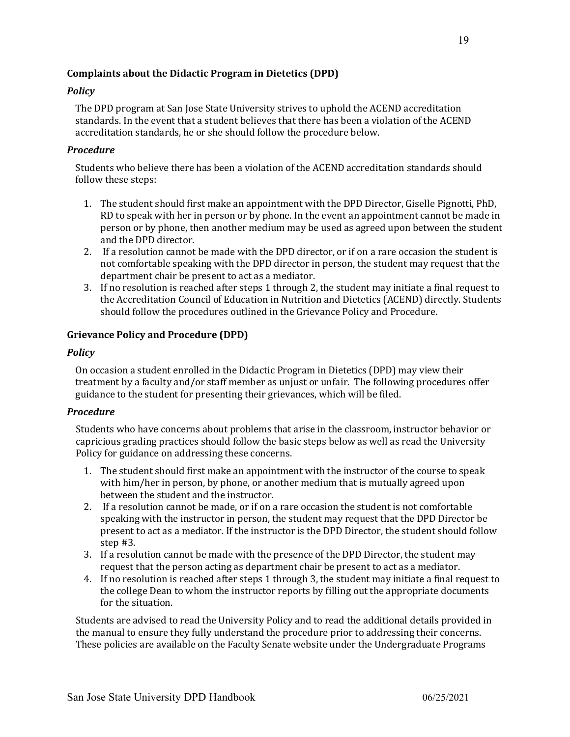### Complaints about the Didactic Program in Dietetics (DPD)

#### *Policy*

The DPD program at San Jose State University strives to uphold the ACEND accreditation standards. In the event that a student believes that there has been a violation of the ACEND accreditation standards, he or she should follow the procedure below.

#### *Procedure*

Students who believe there has been a violation of the ACEND accreditation standards should follow these steps:

1. The student should first make an appointment with the DPD Director, Giselle Pignotti, PhD, RD to speak with her in person or by phone. In the event an appointment cannot be made in person or by phone, then another medium may be used as agreed upon between the student and the DPD director.
2. If a resolution cannot be made with the DPD director, or if on a rare occasion the student is not comfortable speaking with the DPD director in person, the student may request that the department chair be present to act as a mediator.
3. If no resolution is reached after steps 1 through 2, the student may initiate a final request to the Accreditation Council of Education in Nutrition and Dietetics (ACEND) directly. Students should follow the procedures outlined in the Grievance Policy and Procedure.

### Grievance Policy and Procedure (DPD)

#### *Policy*

On occasion a student enrolled in the Didactic Program in Dietetics (DPD) may view their treatment by a faculty and/or staff member as unjust or unfair. The following procedures offer guidance to the student for presenting their grievances, which will be filed.

#### *Procedure*

Students who have concerns about problems that arise in the classroom, instructor behavior or capricious grading practices should follow the basic steps below as well as read the University Policy for guidance on addressing these concerns.

1. The student should first make an appointment with the instructor of the course to speak with him/her in person, by phone, or another medium that is mutually agreed upon between the student and the instructor.
2. If a resolution cannot be made, or if on a rare occasion the student is not comfortable speaking with the instructor in person, the student may request that the DPD Director be present to act as a mediator. If the instructor is the DPD Director, the student should follow step #3.
3. If a resolution cannot be made with the presence of the DPD Director, the student may request that the person acting as department chair be present to act as a mediator.
4. If no resolution is reached after steps 1 through 3, the student may initiate a final request to the college Dean to whom the instructor reports by filling out the appropriate documents for the situation.

Students are advised to read the University Policy and to read the additional details provided in the manual to ensure they fully understand the procedure prior to addressing their concerns. These policies are available on the Faculty Senate website under the Undergraduate Programs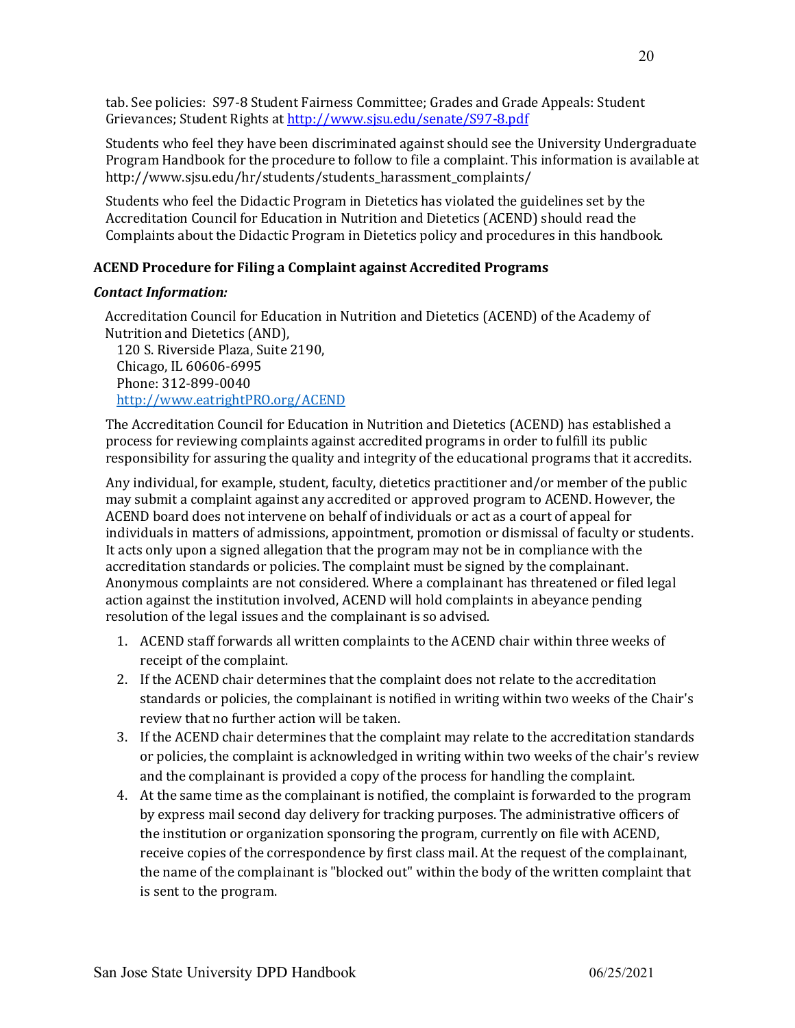tab. See policies: S97-8 Student Fairness Committee; Grades and Grade Appeals: Student Grievances; Student Rights at [http://www.sjsu.edu/senate/S97-8.pdf](http://www.sjsu.edu/senate/S97-8.pdf)

Students who feel they have been discriminated against should see the University Undergraduate Program Handbook for the procedure to follow to file a complaint. This information is available at http://www.sjsu.edu/hr/students/students_harassment_complaints/

Students who feel the Didactic Program in Dietetics has violated the guidelines set by the Accreditation Council for Education in Nutrition and Dietetics (ACEND) should read the Complaints about the Didactic Program in Dietetics policy and procedures in this handbook.

### ACEND Procedure for Filing a Complaint against Accredited Programs

***Contact Information:***

Accreditation Council for Education in Nutrition and Dietetics (ACEND) of the Academy of Nutrition and Dietetics (AND),
120 S. Riverside Plaza, Suite 2190,
Chicago, IL 60606-6995
Phone: 312-899-0040
[http://www.eatrightPRO.org/ACEND](http://www.eatrightPRO.org/ACEND)

The Accreditation Council for Education in Nutrition and Dietetics (ACEND) has established a process for reviewing complaints against accredited programs in order to fulfill its public responsibility for assuring the quality and integrity of the educational programs that it accredits.

Any individual, for example, student, faculty, dietetics practitioner and/or member of the public may submit a complaint against any accredited or approved program to ACEND. However, the ACEND board does not intervene on behalf of individuals or act as a court of appeal for individuals in matters of admissions, appointment, promotion or dismissal of faculty or students. It acts only upon a signed allegation that the program may not be in compliance with the accreditation standards or policies. The complaint must be signed by the complainant. Anonymous complaints are not considered. Where a complainant has threatened or filed legal action against the institution involved, ACEND will hold complaints in abeyance pending resolution of the legal issues and the complainant is so advised.

1. ACEND staff forwards all written complaints to the ACEND chair within three weeks of receipt of the complaint.
2. If the ACEND chair determines that the complaint does not relate to the accreditation standards or policies, the complainant is notified in writing within two weeks of the Chair's review that no further action will be taken.
3. If the ACEND chair determines that the complaint may relate to the accreditation standards or policies, the complaint is acknowledged in writing within two weeks of the chair's review and the complainant is provided a copy of the process for handling the complaint.
4. At the same time as the complainant is notified, the complaint is forwarded to the program by express mail second day delivery for tracking purposes. The administrative officers of the institution or organization sponsoring the program, currently on file with ACEND, receive copies of the correspondence by first class mail. At the request of the complainant, the name of the complainant is "blocked out" within the body of the written complaint that is sent to the program.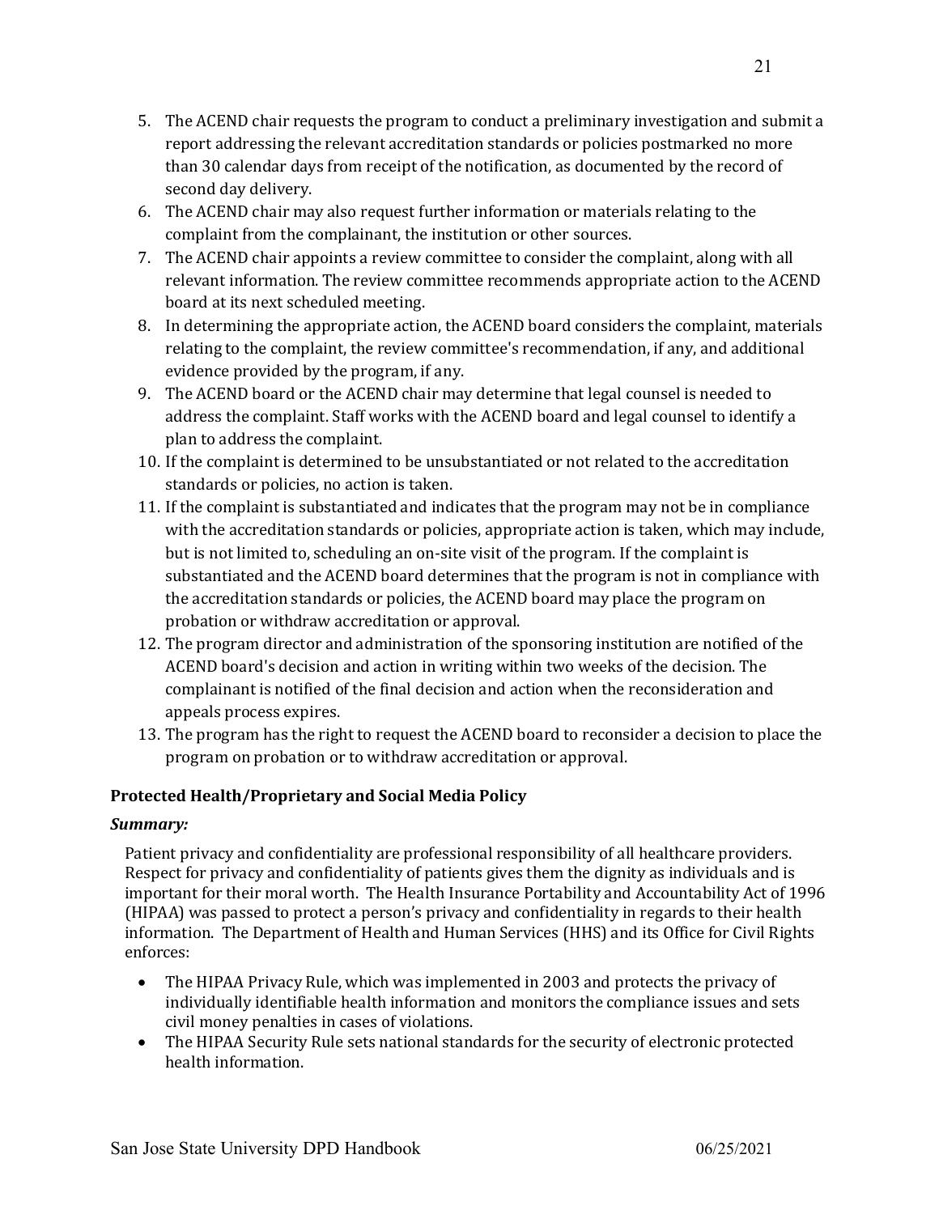5. The ACEND chair requests the program to conduct a preliminary investigation and submit a report addressing the relevant accreditation standards or policies postmarked no more than 30 calendar days from receipt of the notification, as documented by the record of second day delivery.
6. The ACEND chair may also request further information or materials relating to the complaint from the complainant, the institution or other sources.
7. The ACEND chair appoints a review committee to consider the complaint, along with all relevant information. The review committee recommends appropriate action to the ACEND board at its next scheduled meeting.
8. In determining the appropriate action, the ACEND board considers the complaint, materials relating to the complaint, the review committee's recommendation, if any, and additional evidence provided by the program, if any.
9. The ACEND board or the ACEND chair may determine that legal counsel is needed to address the complaint. Staff works with the ACEND board and legal counsel to identify a plan to address the complaint.
10. If the complaint is determined to be unsubstantiated or not related to the accreditation standards or policies, no action is taken.
11. If the complaint is substantiated and indicates that the program may not be in compliance with the accreditation standards or policies, appropriate action is taken, which may include, but is not limited to, scheduling an on-site visit of the program. If the complaint is substantiated and the ACEND board determines that the program is not in compliance with the accreditation standards or policies, the ACEND board may place the program on probation or withdraw accreditation or approval.
12. The program director and administration of the sponsoring institution are notified of the ACEND board's decision and action in writing within two weeks of the decision. The complainant is notified of the final decision and action when the reconsideration and appeals process expires.
13. The program has the right to request the ACEND board to reconsider a decision to place the program on probation or to withdraw accreditation or approval.

### Protected Health/Proprietary and Social Media Policy

***Summary:***

Patient privacy and confidentiality are professional responsibility of all healthcare providers. Respect for privacy and confidentiality of patients gives them the dignity as individuals and is important for their moral worth. The Health Insurance Portability and Accountability Act of 1996 (HIPAA) was passed to protect a person's privacy and confidentiality in regards to their health information. The Department of Health and Human Services (HHS) and its Office for Civil Rights enforces:

- The HIPAA Privacy Rule, which was implemented in 2003 and protects the privacy of individually identifiable health information and monitors the compliance issues and sets civil money penalties in cases of violations.
- The HIPAA Security Rule sets national standards for the security of electronic protected health information.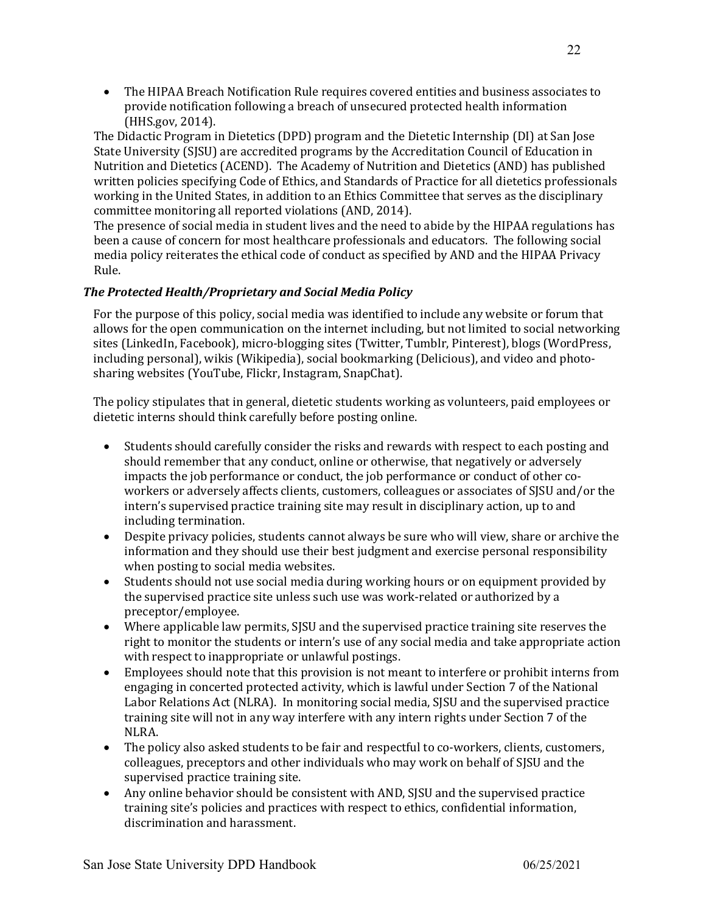- The HIPAA Breach Notification Rule requires covered entities and business associates to provide notification following a breach of unsecured protected health information (HHS.gov, 2014).

The Didactic Program in Dietetics (DPD) program and the Dietetic Internship (DI) at San Jose State University (SJSU) are accredited programs by the Accreditation Council of Education in Nutrition and Dietetics (ACEND). The Academy of Nutrition and Dietetics (AND) has published written policies specifying Code of Ethics, and Standards of Practice for all dietetics professionals working in the United States, in addition to an Ethics Committee that serves as the disciplinary committee monitoring all reported violations (AND, 2014).

The presence of social media in student lives and the need to abide by the HIPAA regulations has been a cause of concern for most healthcare professionals and educators. The following social media policy reiterates the ethical code of conduct as specified by AND and the HIPAA Privacy Rule.

### *The Protected Health/Proprietary and Social Media Policy*

For the purpose of this policy, social media was identified to include any website or forum that allows for the open communication on the internet including, but not limited to social networking sites (LinkedIn, Facebook), micro-blogging sites (Twitter, Tumblr, Pinterest), blogs (WordPress, including personal), wikis (Wikipedia), social bookmarking (Delicious), and video and photo-sharing websites (YouTube, Flickr, Instagram, SnapChat).

The policy stipulates that in general, dietetic students working as volunteers, paid employees or dietetic interns should think carefully before posting online.

- Students should carefully consider the risks and rewards with respect to each posting and should remember that any conduct, online or otherwise, that negatively or adversely impacts the job performance or conduct, the job performance or conduct of other co-workers or adversely affects clients, customers, colleagues or associates of SJSU and/or the intern's supervised practice training site may result in disciplinary action, up to and including termination.
- Despite privacy policies, students cannot always be sure who will view, share or archive the information and they should use their best judgment and exercise personal responsibility when posting to social media websites.
- Students should not use social media during working hours or on equipment provided by the supervised practice site unless such use was work-related or authorized by a preceptor/employee.
- Where applicable law permits, SJSU and the supervised practice training site reserves the right to monitor the students or intern's use of any social media and take appropriate action with respect to inappropriate or unlawful postings.
- Employees should note that this provision is not meant to interfere or prohibit interns from engaging in concerted protected activity, which is lawful under Section 7 of the National Labor Relations Act (NLRA). In monitoring social media, SJSU and the supervised practice training site will not in any way interfere with any intern rights under Section 7 of the NLRA.
- The policy also asked students to be fair and respectful to co-workers, clients, customers, colleagues, preceptors and other individuals who may work on behalf of SJSU and the supervised practice training site.
- Any online behavior should be consistent with AND, SJSU and the supervised practice training site's policies and practices with respect to ethics, confidential information, discrimination and harassment.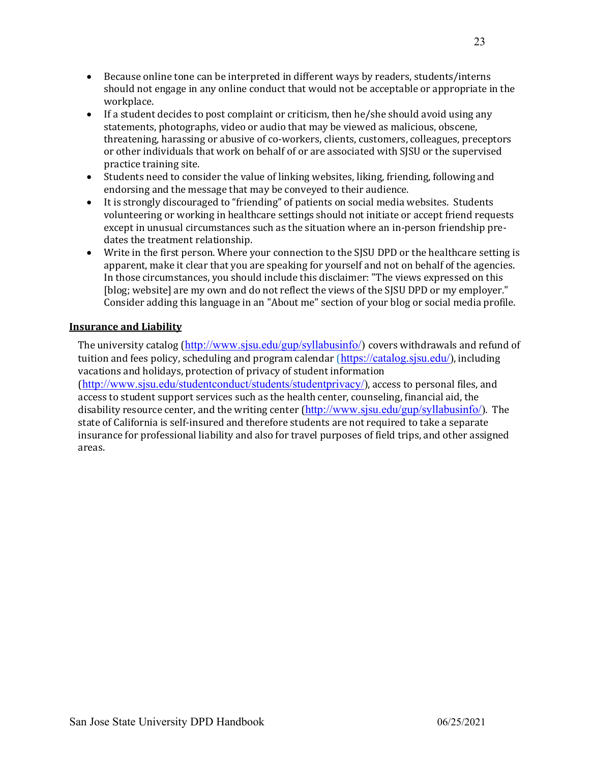- Because online tone can be interpreted in different ways by readers, students/interns should not engage in any online conduct that would not be acceptable or appropriate in the workplace.
- If a student decides to post complaint or criticism, then he/she should avoid using any statements, photographs, video or audio that may be viewed as malicious, obscene, threatening, harassing or abusive of co-workers, clients, customers, colleagues, preceptors or other individuals that work on behalf of or are associated with SJSU or the supervised practice training site.
- Students need to consider the value of linking websites, liking, friending, following and endorsing and the message that may be conveyed to their audience.
- It is strongly discouraged to "friending" of patients on social media websites. Students volunteering or working in healthcare settings should not initiate or accept friend requests except in unusual circumstances such as the situation where an in-person friendship pre-dates the treatment relationship.
- Write in the first person. Where your connection to the SJSU DPD or the healthcare setting is apparent, make it clear that you are speaking for yourself and not on behalf of the agencies. In those circumstances, you should include this disclaimer: "The views expressed on this [blog; website] are my own and do not reflect the views of the SJSU DPD or my employer." Consider adding this language in an "About me" section of your blog or social media profile.

**Insurance and Liability**

The university catalog (http://www.sjsu.edu/gup/syllabusinfo/) covers withdrawals and refund of tuition and fees policy, scheduling and program calendar (https://catalog.sjsu.edu/), including vacations and holidays, protection of privacy of student information (http://www.sjsu.edu/studentconduct/students/studentprivacy/), access to personal files, and access to student support services such as the health center, counseling, financial aid, the disability resource center, and the writing center (http://www.sjsu.edu/gup/syllabusinfo/). The state of California is self-insured and therefore students are not required to take a separate insurance for professional liability and also for travel purposes of field trips, and other assigned areas.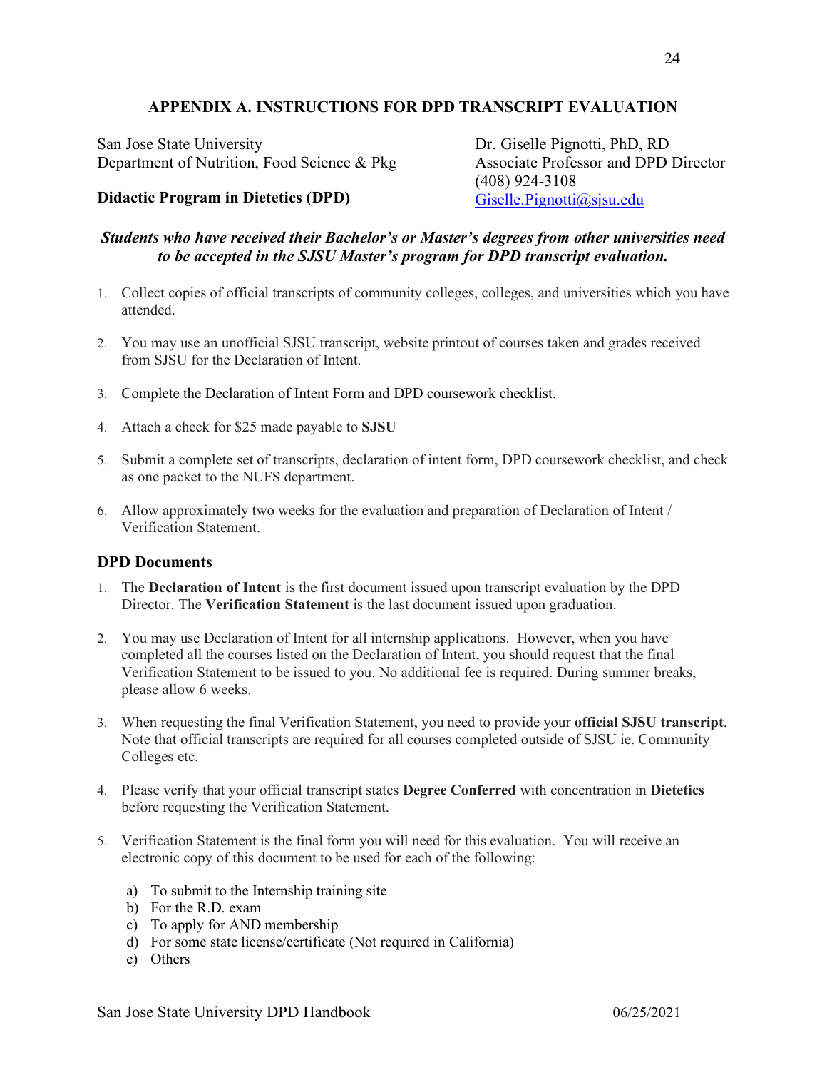## APPENDIX A. INSTRUCTIONS FOR DPD TRANSCRIPT EVALUATION

San Jose State University
Department of Nutrition, Food Science & Pkg

**Didactic Program in Dietetics (DPD)**

Dr. Giselle Pignotti, PhD, RD
Associate Professor and DPD Director
(408) 924-3108
Giselle.Pignotti@sjsu.edu

***Students who have received their Bachelor's or Master's degrees from other universities need to be accepted in the SJSU Master's program for DPD transcript evaluation.***

1. Collect copies of official transcripts of community colleges, colleges, and universities which you have attended.
2. You may use an unofficial SJSU transcript, website printout of courses taken and grades received from SJSU for the Declaration of Intent.
3. Complete the Declaration of Intent Form and DPD coursework checklist.
4. Attach a check for $25 made payable to **SJSU**
5. Submit a complete set of transcripts, declaration of intent form, DPD coursework checklist, and check as one packet to the NUFS department.
6. Allow approximately two weeks for the evaluation and preparation of Declaration of Intent / Verification Statement.

### DPD Documents

1. The **Declaration of Intent** is the first document issued upon transcript evaluation by the DPD Director. The **Verification Statement** is the last document issued upon graduation.
2. You may use Declaration of Intent for all internship applications. However, when you have completed all the courses listed on the Declaration of Intent, you should request that the final Verification Statement to be issued to you. No additional fee is required. During summer breaks, please allow 6 weeks.
3. When requesting the final Verification Statement, you need to provide your **official SJSU transcript**. Note that official transcripts are required for all courses completed outside of SJSU ie. Community Colleges etc.
4. Please verify that your official transcript states **Degree Conferred** with concentration in **Dietetics** before requesting the Verification Statement.
5. Verification Statement is the final form you will need for this evaluation. You will receive an electronic copy of this document to be used for each of the following:
   a) To submit to the Internship training site
   b) For the R.D. exam
   c) To apply for AND membership
   d) For some state license/certificate (Not required in California)
   e) Others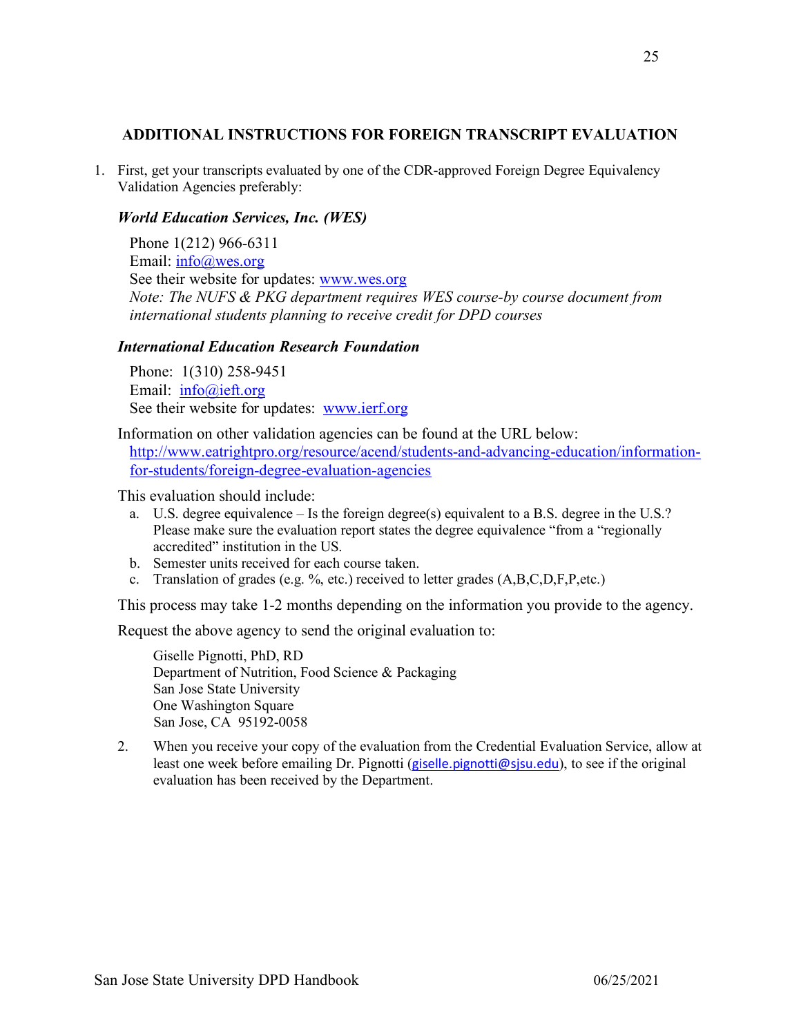## ADDITIONAL INSTRUCTIONS FOR FOREIGN TRANSCRIPT EVALUATION

1. First, get your transcripts evaluated by one of the CDR-approved Foreign Degree Equivalency Validation Agencies preferably:

   ***World Education Services, Inc. (WES)***

   Phone 1(212) 966-6311
   Email: info@wes.org
   See their website for updates: www.wes.org
   *Note: The NUFS & PKG department requires WES course-by course document from international students planning to receive credit for DPD courses*

   ***International Education Research Foundation***

   Phone: 1(310) 258-9451
   Email: info@ieft.org
   See their website for updates: www.ierf.org

   Information on other validation agencies can be found at the URL below:
   http://www.eatrightpro.org/resource/acend/students-and-advancing-education/information-for-students/foreign-degree-evaluation-agencies

   This evaluation should include:

   a. U.S. degree equivalence – Is the foreign degree(s) equivalent to a B.S. degree in the U.S.? Please make sure the evaluation report states the degree equivalence "from a "regionally accredited" institution in the US.
   b. Semester units received for each course taken.
   c. Translation of grades (e.g. %, etc.) received to letter grades (A,B,C,D,F,P,etc.)

   This process may take 1-2 months depending on the information you provide to the agency.

   Request the above agency to send the original evaluation to:

   Giselle Pignotti, PhD, RD
   Department of Nutrition, Food Science & Packaging
   San Jose State University
   One Washington Square
   San Jose, CA 95192-0058

2. When you receive your copy of the evaluation from the Credential Evaluation Service, allow at least one week before emailing Dr. Pignotti (giselle.pignotti@sjsu.edu), to see if the original evaluation has been received by the Department.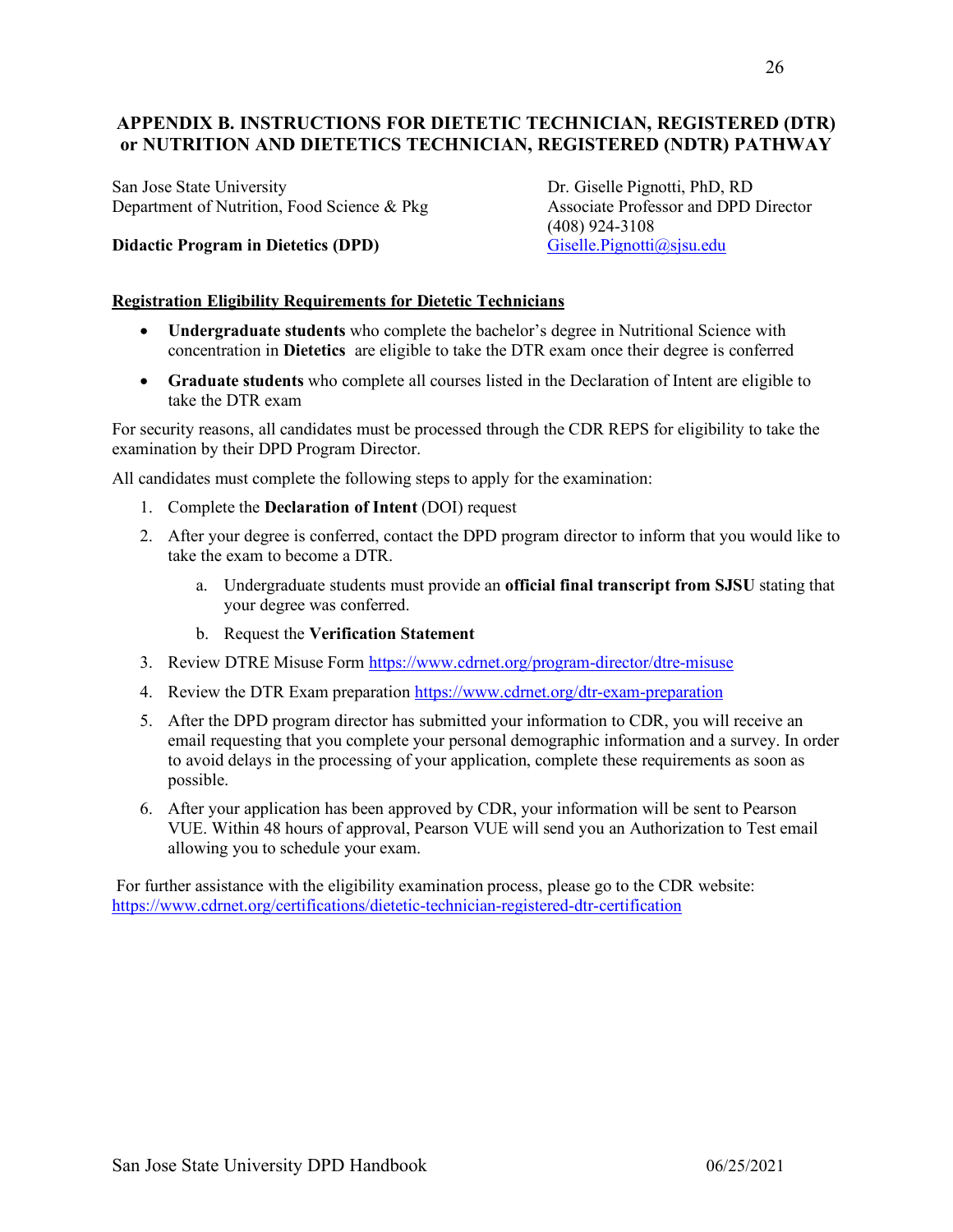## APPENDIX B. INSTRUCTIONS FOR DIETETIC TECHNICIAN, REGISTERED (DTR) or NUTRITION AND DIETETICS TECHNICIAN, REGISTERED (NDTR) PATHWAY

San Jose State University
Department of Nutrition, Food Science & Pkg

**Didactic Program in Dietetics (DPD)**

Dr. Giselle Pignotti, PhD, RD
Associate Professor and DPD Director
(408) 924-3108
Giselle.Pignotti@sjsu.edu

**Registration Eligibility Requirements for Dietetic Technicians**

- **Undergraduate students** who complete the bachelor's degree in Nutritional Science with concentration in **Dietetics** are eligible to take the DTR exam once their degree is conferred
- **Graduate students** who complete all courses listed in the Declaration of Intent are eligible to take the DTR exam

For security reasons, all candidates must be processed through the CDR REPS for eligibility to take the examination by their DPD Program Director.

All candidates must complete the following steps to apply for the examination:

1. Complete the **Declaration of Intent** (DOI) request
2. After your degree is conferred, contact the DPD program director to inform that you would like to take the exam to become a DTR.
   a. Undergraduate students must provide an **official final transcript from SJSU** stating that your degree was conferred.
   b. Request the **Verification Statement**
3. Review DTRE Misuse Form https://www.cdrnet.org/program-director/dtre-misuse
4. Review the DTR Exam preparation https://www.cdrnet.org/dtr-exam-preparation
5. After the DPD program director has submitted your information to CDR, you will receive an email requesting that you complete your personal demographic information and a survey. In order to avoid delays in the processing of your application, complete these requirements as soon as possible.
6. After your application has been approved by CDR, your information will be sent to Pearson VUE. Within 48 hours of approval, Pearson VUE will send you an Authorization to Test email allowing you to schedule your exam.

For further assistance with the eligibility examination process, please go to the CDR website: https://www.cdrnet.org/certifications/dietetic-technician-registered-dtr-certification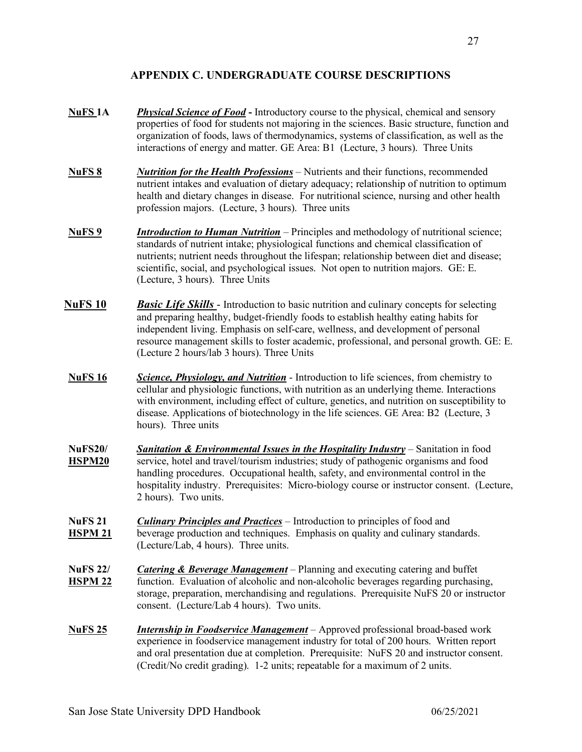## APPENDIX C. UNDERGRADUATE COURSE DESCRIPTIONS

**NuFS 1A** ***Physical Science of Food*** **-** Introductory course to the physical, chemical and sensory properties of food for students not majoring in the sciences. Basic structure, function and organization of foods, laws of thermodynamics, systems of classification, as well as the interactions of energy and matter. GE Area: B1 (Lecture, 3 hours). Three Units

**NuFS 8** ***Nutrition for the Health Professions*** – Nutrients and their functions, recommended nutrient intakes and evaluation of dietary adequacy; relationship of nutrition to optimum health and dietary changes in disease. For nutritional science, nursing and other health profession majors. (Lecture, 3 hours). Three units

**NuFS 9** ***Introduction to Human Nutrition*** – Principles and methodology of nutritional science; standards of nutrient intake; physiological functions and chemical classification of nutrients; nutrient needs throughout the lifespan; relationship between diet and disease; scientific, social, and psychological issues. Not open to nutrition majors. GE: E. (Lecture, 3 hours). Three Units

**NuFS 10** ***Basic Life Skills*** - Introduction to basic nutrition and culinary concepts for selecting and preparing healthy, budget-friendly foods to establish healthy eating habits for independent living. Emphasis on self-care, wellness, and development of personal resource management skills to foster academic, professional, and personal growth. GE: E. (Lecture 2 hours/lab 3 hours). Three Units

**NuFS 16** ***Science, Physiology, and Nutrition*** - Introduction to life sciences, from chemistry to cellular and physiologic functions, with nutrition as an underlying theme. Interactions with environment, including effect of culture, genetics, and nutrition on susceptibility to disease. Applications of biotechnology in the life sciences. GE Area: B2 (Lecture, 3 hours). Three units

**NuFS20/ HSPM20** ***Sanitation & Environmental Issues in the Hospitality Industry*** – Sanitation in food service, hotel and travel/tourism industries; study of pathogenic organisms and food handling procedures. Occupational health, safety, and environmental control in the hospitality industry. Prerequisites: Micro-biology course or instructor consent. (Lecture, 2 hours). Two units.

**NuFS 21 HSPM 21** ***Culinary Principles and Practices*** – Introduction to principles of food and beverage production and techniques. Emphasis on quality and culinary standards. (Lecture/Lab, 4 hours). Three units.

**NuFS 22/ HSPM 22** ***Catering & Beverage Management*** – Planning and executing catering and buffet function. Evaluation of alcoholic and non-alcoholic beverages regarding purchasing, storage, preparation, merchandising and regulations. Prerequisite NuFS 20 or instructor consent. (Lecture/Lab 4 hours). Two units.

**NuFS 25** ***Internship in Foodservice Management*** – Approved professional broad-based work experience in foodservice management industry for total of 200 hours. Written report and oral presentation due at completion. Prerequisite: NuFS 20 and instructor consent. (Credit/No credit grading). 1-2 units; repeatable for a maximum of 2 units.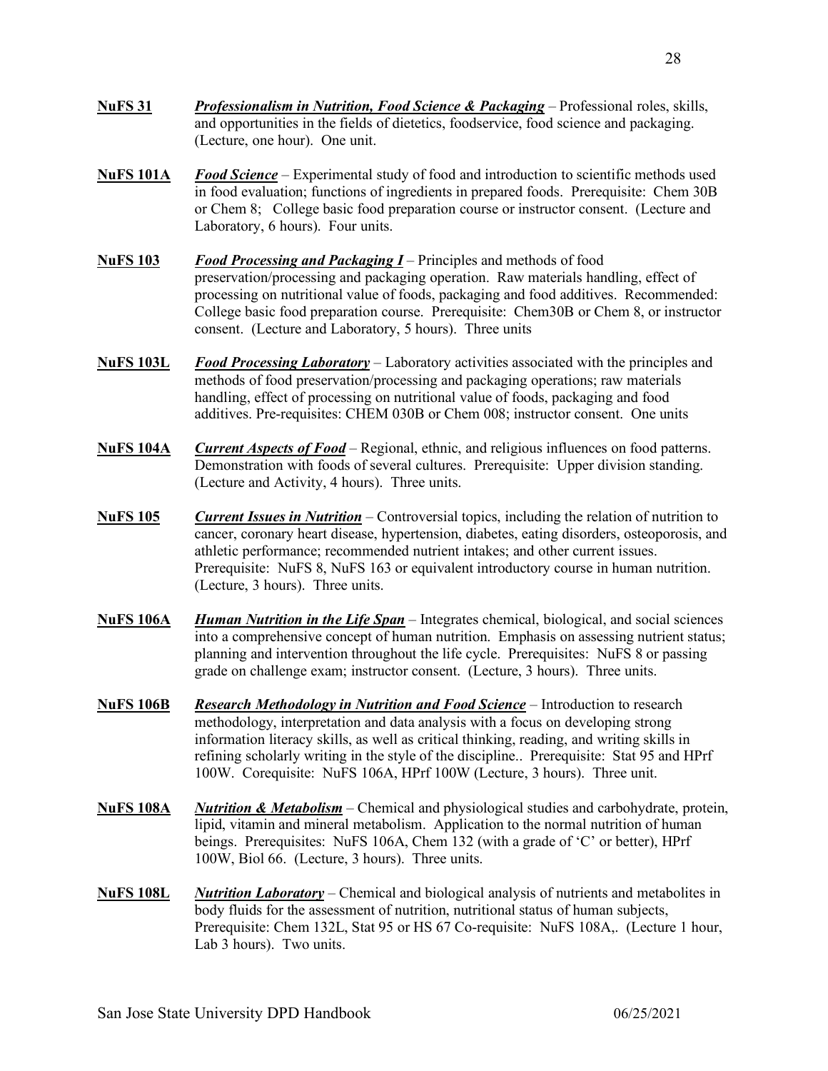**NuFS 31** ***Professionalism in Nutrition, Food Science & Packaging*** – Professional roles, skills, and opportunities in the fields of dietetics, foodservice, food science and packaging. (Lecture, one hour). One unit.

**NuFS 101A** ***Food Science*** – Experimental study of food and introduction to scientific methods used in food evaluation; functions of ingredients in prepared foods. Prerequisite: Chem 30B or Chem 8; College basic food preparation course or instructor consent. (Lecture and Laboratory, 6 hours). Four units.

**NuFS 103** ***Food Processing and Packaging I*** – Principles and methods of food preservation/processing and packaging operation. Raw materials handling, effect of processing on nutritional value of foods, packaging and food additives. Recommended: College basic food preparation course. Prerequisite: Chem30B or Chem 8, or instructor consent. (Lecture and Laboratory, 5 hours). Three units

**NuFS 103L** ***Food Processing Laboratory*** – Laboratory activities associated with the principles and methods of food preservation/processing and packaging operations; raw materials handling, effect of processing on nutritional value of foods, packaging and food additives. Pre-requisites: CHEM 030B or Chem 008; instructor consent. One units

**NuFS 104A** ***Current Aspects of Food*** – Regional, ethnic, and religious influences on food patterns. Demonstration with foods of several cultures. Prerequisite: Upper division standing. (Lecture and Activity, 4 hours). Three units.

**NuFS 105** ***Current Issues in Nutrition*** – Controversial topics, including the relation of nutrition to cancer, coronary heart disease, hypertension, diabetes, eating disorders, osteoporosis, and athletic performance; recommended nutrient intakes; and other current issues. Prerequisite: NuFS 8, NuFS 163 or equivalent introductory course in human nutrition. (Lecture, 3 hours). Three units.

**NuFS 106A** ***Human Nutrition in the Life Span*** – Integrates chemical, biological, and social sciences into a comprehensive concept of human nutrition. Emphasis on assessing nutrient status; planning and intervention throughout the life cycle. Prerequisites: NuFS 8 or passing grade on challenge exam; instructor consent. (Lecture, 3 hours). Three units.

**NuFS 106B** ***Research Methodology in Nutrition and Food Science*** – Introduction to research methodology, interpretation and data analysis with a focus on developing strong information literacy skills, as well as critical thinking, reading, and writing skills in refining scholarly writing in the style of the discipline.. Prerequisite: Stat 95 and HPrf 100W. Corequisite: NuFS 106A, HPrf 100W (Lecture, 3 hours). Three unit.

**NuFS 108A** ***Nutrition & Metabolism*** – Chemical and physiological studies and carbohydrate, protein, lipid, vitamin and mineral metabolism. Application to the normal nutrition of human beings. Prerequisites: NuFS 106A, Chem 132 (with a grade of 'C' or better), HPrf 100W, Biol 66. (Lecture, 3 hours). Three units.

**NuFS 108L** ***Nutrition Laboratory*** – Chemical and biological analysis of nutrients and metabolites in body fluids for the assessment of nutrition, nutritional status of human subjects, Prerequisite: Chem 132L, Stat 95 or HS 67 Co-requisite: NuFS 108A,. (Lecture 1 hour, Lab 3 hours). Two units.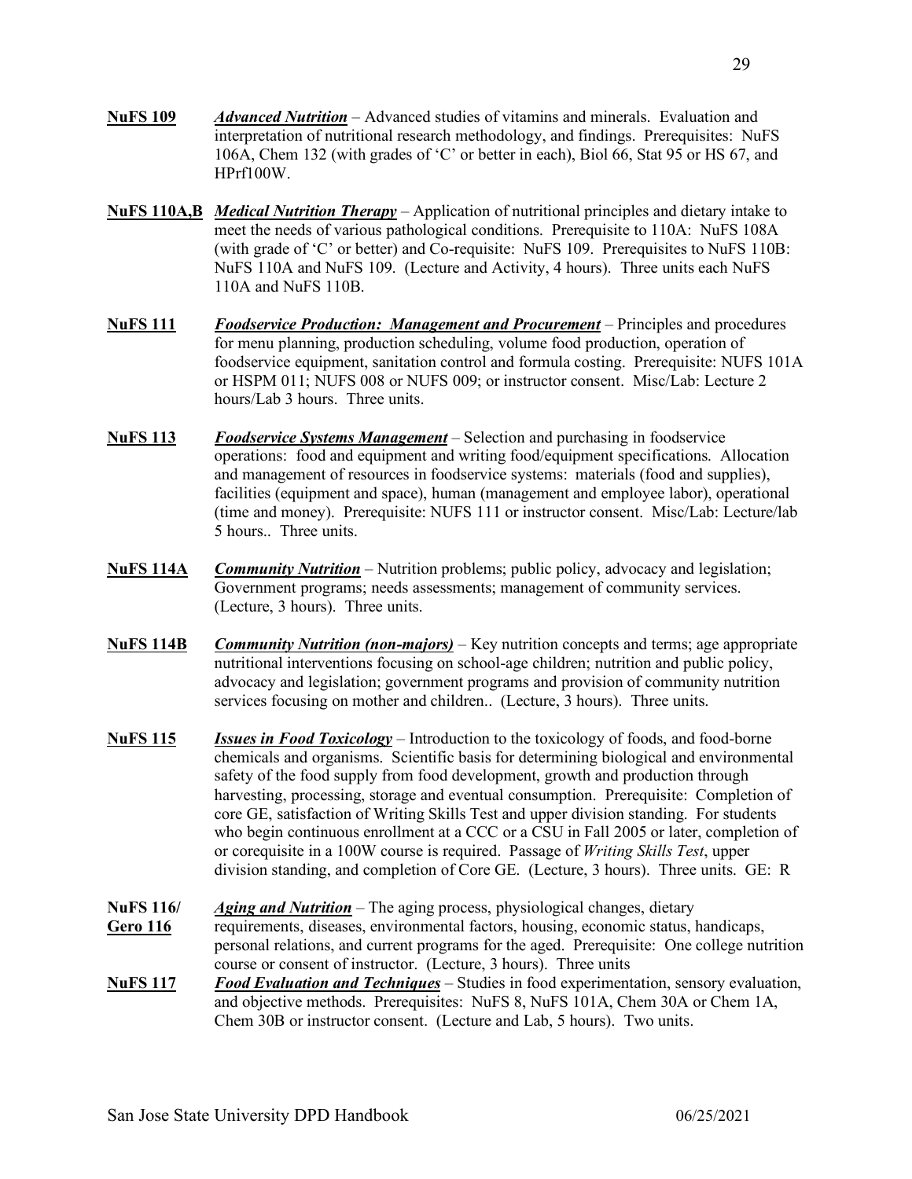**NuFS 109** ***Advanced Nutrition*** – Advanced studies of vitamins and minerals. Evaluation and interpretation of nutritional research methodology, and findings. Prerequisites: NuFS 106A, Chem 132 (with grades of 'C' or better in each), Biol 66, Stat 95 or HS 67, and HPrf100W.

**NuFS 110A,B** ***Medical Nutrition Therapy*** – Application of nutritional principles and dietary intake to meet the needs of various pathological conditions. Prerequisite to 110A: NuFS 108A (with grade of 'C' or better) and Co-requisite: NuFS 109. Prerequisites to NuFS 110B: NuFS 110A and NuFS 109. (Lecture and Activity, 4 hours). Three units each NuFS 110A and NuFS 110B.

**NuFS 111** ***Foodservice Production: Management and Procurement*** – Principles and procedures for menu planning, production scheduling, volume food production, operation of foodservice equipment, sanitation control and formula costing. Prerequisite: NUFS 101A or HSPM 011; NUFS 008 or NUFS 009; or instructor consent. Misc/Lab: Lecture 2 hours/Lab 3 hours. Three units.

**NuFS 113** ***Foodservice Systems Management*** – Selection and purchasing in foodservice operations: food and equipment and writing food/equipment specifications. Allocation and management of resources in foodservice systems: materials (food and supplies), facilities (equipment and space), human (management and employee labor), operational (time and money). Prerequisite: NUFS 111 or instructor consent. Misc/Lab: Lecture/lab 5 hours.. Three units.

**NuFS 114A** ***Community Nutrition*** – Nutrition problems; public policy, advocacy and legislation; Government programs; needs assessments; management of community services. (Lecture, 3 hours). Three units.

**NuFS 114B** ***Community Nutrition (non-majors)*** – Key nutrition concepts and terms; age appropriate nutritional interventions focusing on school-age children; nutrition and public policy, advocacy and legislation; government programs and provision of community nutrition services focusing on mother and children.. (Lecture, 3 hours). Three units.

**NuFS 115** ***Issues in Food Toxicology*** – Introduction to the toxicology of foods, and food-borne chemicals and organisms. Scientific basis for determining biological and environmental safety of the food supply from food development, growth and production through harvesting, processing, storage and eventual consumption. Prerequisite: Completion of core GE, satisfaction of Writing Skills Test and upper division standing. For students who begin continuous enrollment at a CCC or a CSU in Fall 2005 or later, completion of or corequisite in a 100W course is required. Passage of *Writing Skills Test*, upper division standing, and completion of Core GE. (Lecture, 3 hours). Three units. GE: R

**NuFS 116/ Gero 116** ***Aging and Nutrition*** – The aging process, physiological changes, dietary requirements, diseases, environmental factors, housing, economic status, handicaps, personal relations, and current programs for the aged. Prerequisite: One college nutrition course or consent of instructor. (Lecture, 3 hours). Three units

**NuFS 117** ***Food Evaluation and Techniques*** – Studies in food experimentation, sensory evaluation, and objective methods. Prerequisites: NuFS 8, NuFS 101A, Chem 30A or Chem 1A, Chem 30B or instructor consent. (Lecture and Lab, 5 hours). Two units.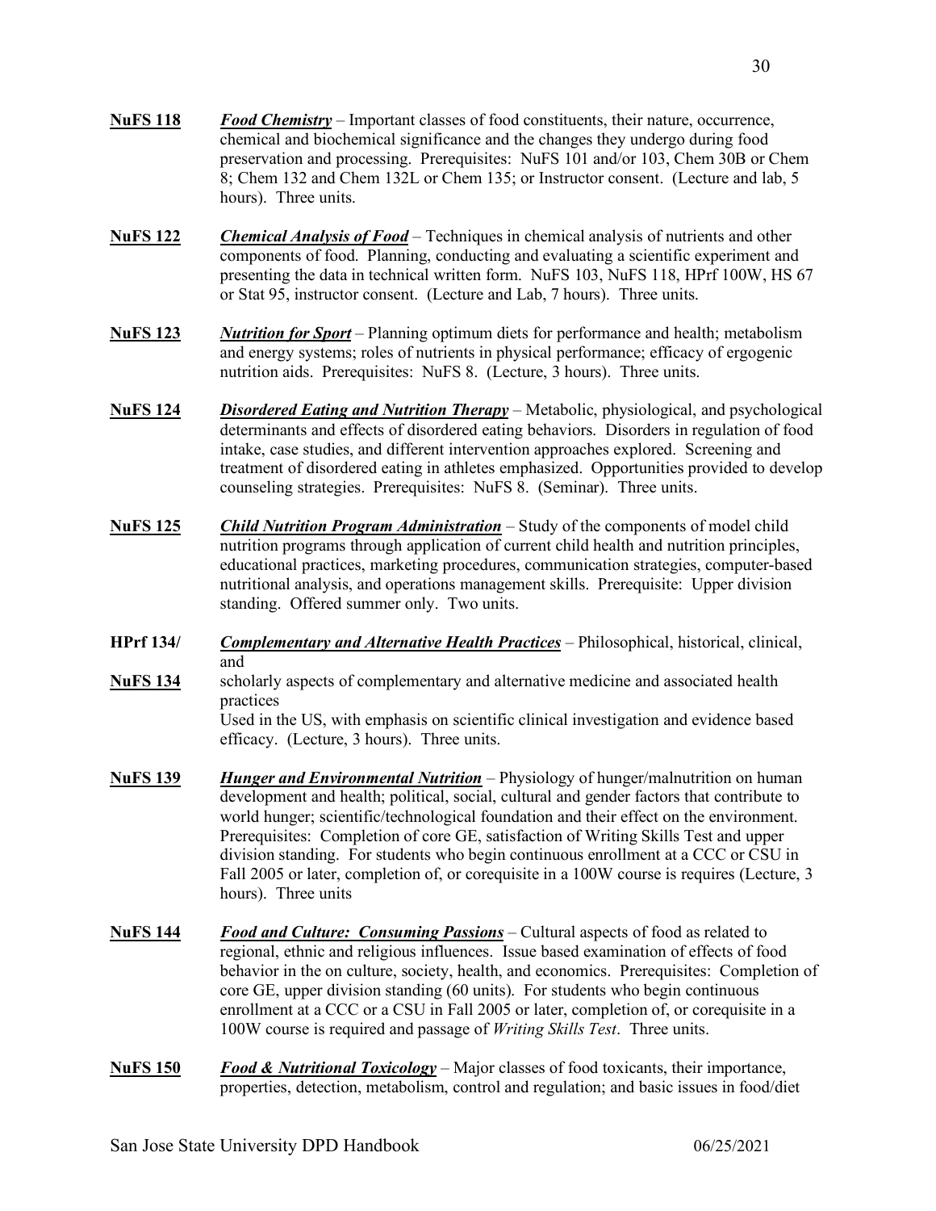**NuFS 118** ***Food Chemistry*** – Important classes of food constituents, their nature, occurrence, chemical and biochemical significance and the changes they undergo during food preservation and processing. Prerequisites: NuFS 101 and/or 103, Chem 30B or Chem 8; Chem 132 and Chem 132L or Chem 135; or Instructor consent. (Lecture and lab, 5 hours). Three units.

**NuFS 122** ***Chemical Analysis of Food*** – Techniques in chemical analysis of nutrients and other components of food. Planning, conducting and evaluating a scientific experiment and presenting the data in technical written form. NuFS 103, NuFS 118, HPrf 100W, HS 67 or Stat 95, instructor consent. (Lecture and Lab, 7 hours). Three units.

**NuFS 123** ***Nutrition for Sport*** – Planning optimum diets for performance and health; metabolism and energy systems; roles of nutrients in physical performance; efficacy of ergogenic nutrition aids. Prerequisites: NuFS 8. (Lecture, 3 hours). Three units.

**NuFS 124** ***Disordered Eating and Nutrition Therapy*** – Metabolic, physiological, and psychological determinants and effects of disordered eating behaviors. Disorders in regulation of food intake, case studies, and different intervention approaches explored. Screening and treatment of disordered eating in athletes emphasized. Opportunities provided to develop counseling strategies. Prerequisites: NuFS 8. (Seminar). Three units.

**NuFS 125** ***Child Nutrition Program Administration*** – Study of the components of model child nutrition programs through application of current child health and nutrition principles, educational practices, marketing procedures, communication strategies, computer-based nutritional analysis, and operations management skills. Prerequisite: Upper division standing. Offered summer only. Two units.

**HPrf 134/ NuFS 134** ***Complementary and Alternative Health Practices*** – Philosophical, historical, clinical, and scholarly aspects of complementary and alternative medicine and associated health practices
Used in the US, with emphasis on scientific clinical investigation and evidence based efficacy. (Lecture, 3 hours). Three units.

**NuFS 139** ***Hunger and Environmental Nutrition*** – Physiology of hunger/malnutrition on human development and health; political, social, cultural and gender factors that contribute to world hunger; scientific/technological foundation and their effect on the environment. Prerequisites: Completion of core GE, satisfaction of Writing Skills Test and upper division standing. For students who begin continuous enrollment at a CCC or CSU in Fall 2005 or later, completion of, or corequisite in a 100W course is requires (Lecture, 3 hours). Three units

**NuFS 144** ***Food and Culture: Consuming Passions*** – Cultural aspects of food as related to regional, ethnic and religious influences. Issue based examination of effects of food behavior in the on culture, society, health, and economics. Prerequisites: Completion of core GE, upper division standing (60 units). For students who begin continuous enrollment at a CCC or a CSU in Fall 2005 or later, completion of, or corequisite in a 100W course is required and passage of *Writing Skills Test*. Three units.

**NuFS 150** ***Food & Nutritional Toxicology*** – Major classes of food toxicants, their importance, properties, detection, metabolism, control and regulation; and basic issues in food/diet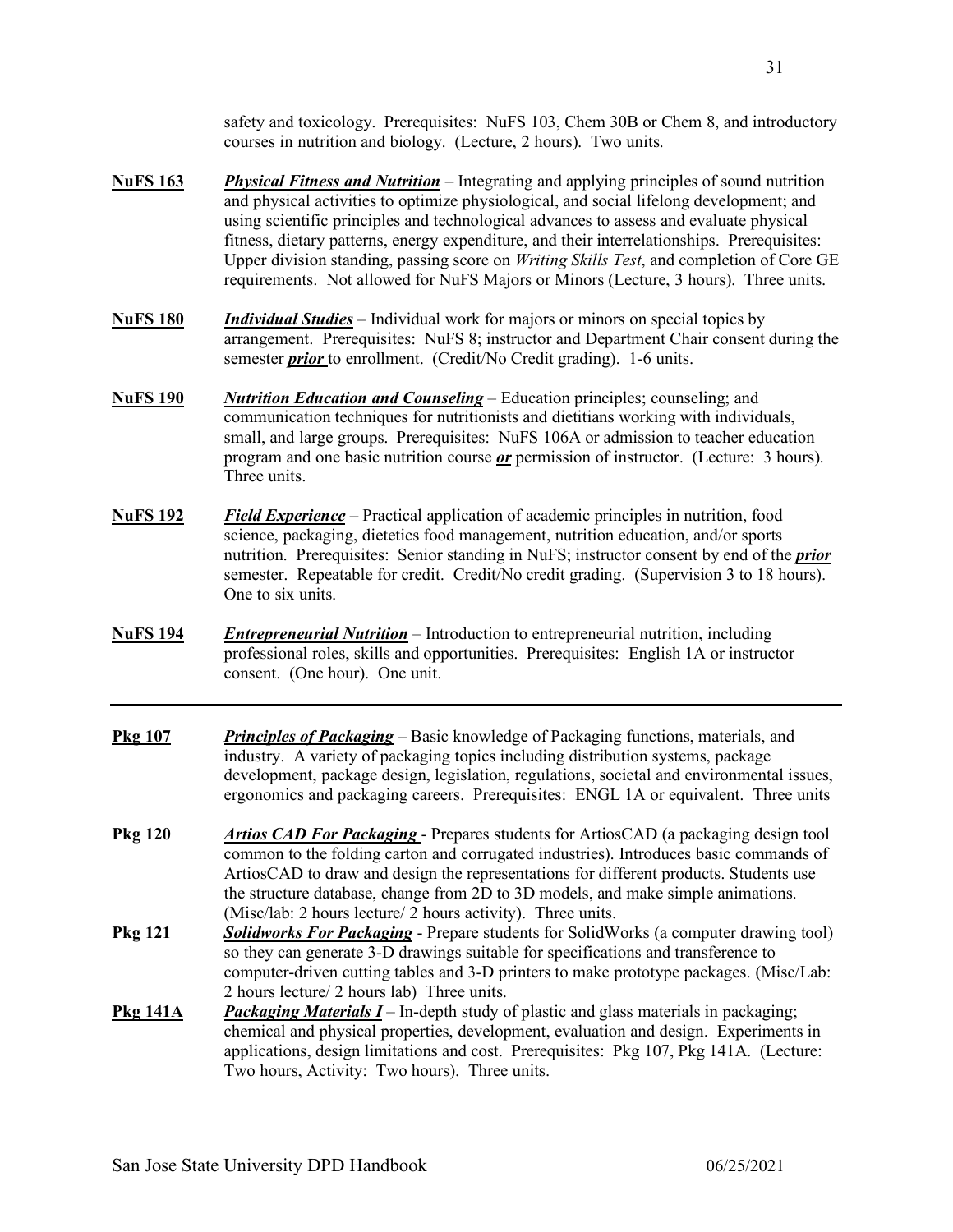safety and toxicology. Prerequisites: NuFS 103, Chem 30B or Chem 8, and introductory courses in nutrition and biology. (Lecture, 2 hours). Two units.

**NuFS 163** ***Physical Fitness and Nutrition*** – Integrating and applying principles of sound nutrition and physical activities to optimize physiological, and social lifelong development; and using scientific principles and technological advances to assess and evaluate physical fitness, dietary patterns, energy expenditure, and their interrelationships. Prerequisites: Upper division standing, passing score on *Writing Skills Test*, and completion of Core GE requirements. Not allowed for NuFS Majors or Minors (Lecture, 3 hours). Three units.

**NuFS 180** ***Individual Studies*** – Individual work for majors or minors on special topics by arrangement. Prerequisites: NuFS 8; instructor and Department Chair consent during the semester ***prior*** to enrollment. (Credit/No Credit grading). 1-6 units.

**NuFS 190** ***Nutrition Education and Counseling*** – Education principles; counseling; and communication techniques for nutritionists and dietitians working with individuals, small, and large groups. Prerequisites: NuFS 106A or admission to teacher education program and one basic nutrition course ***or*** permission of instructor. (Lecture: 3 hours). Three units.

**NuFS 192** ***Field Experience*** – Practical application of academic principles in nutrition, food science, packaging, dietetics food management, nutrition education, and/or sports nutrition. Prerequisites: Senior standing in NuFS; instructor consent by end of the ***prior*** semester. Repeatable for credit. Credit/No credit grading. (Supervision 3 to 18 hours). One to six units.

**NuFS 194** ***Entrepreneurial Nutrition*** – Introduction to entrepreneurial nutrition, including professional roles, skills and opportunities. Prerequisites: English 1A or instructor consent. (One hour). One unit.

---

**Pkg 107** ***Principles of Packaging*** – Basic knowledge of Packaging functions, materials, and industry. A variety of packaging topics including distribution systems, package development, package design, legislation, regulations, societal and environmental issues, ergonomics and packaging careers. Prerequisites: ENGL 1A or equivalent. Three units

**Pkg 120** ***Artios CAD For Packaging*** - Prepares students for ArtiosCAD (a packaging design tool common to the folding carton and corrugated industries). Introduces basic commands of ArtiosCAD to draw and design the representations for different products. Students use the structure database, change from 2D to 3D models, and make simple animations. (Misc/lab: 2 hours lecture/ 2 hours activity). Three units.

**Pkg 121** ***Solidworks For Packaging*** - Prepare students for SolidWorks (a computer drawing tool) so they can generate 3-D drawings suitable for specifications and transference to computer-driven cutting tables and 3-D printers to make prototype packages. (Misc/Lab: 2 hours lecture/ 2 hours lab) Three units.

**Pkg 141A** ***Packaging Materials I*** – In-depth study of plastic and glass materials in packaging; chemical and physical properties, development, evaluation and design. Experiments in applications, design limitations and cost. Prerequisites: Pkg 107, Pkg 141A. (Lecture: Two hours, Activity: Two hours). Three units.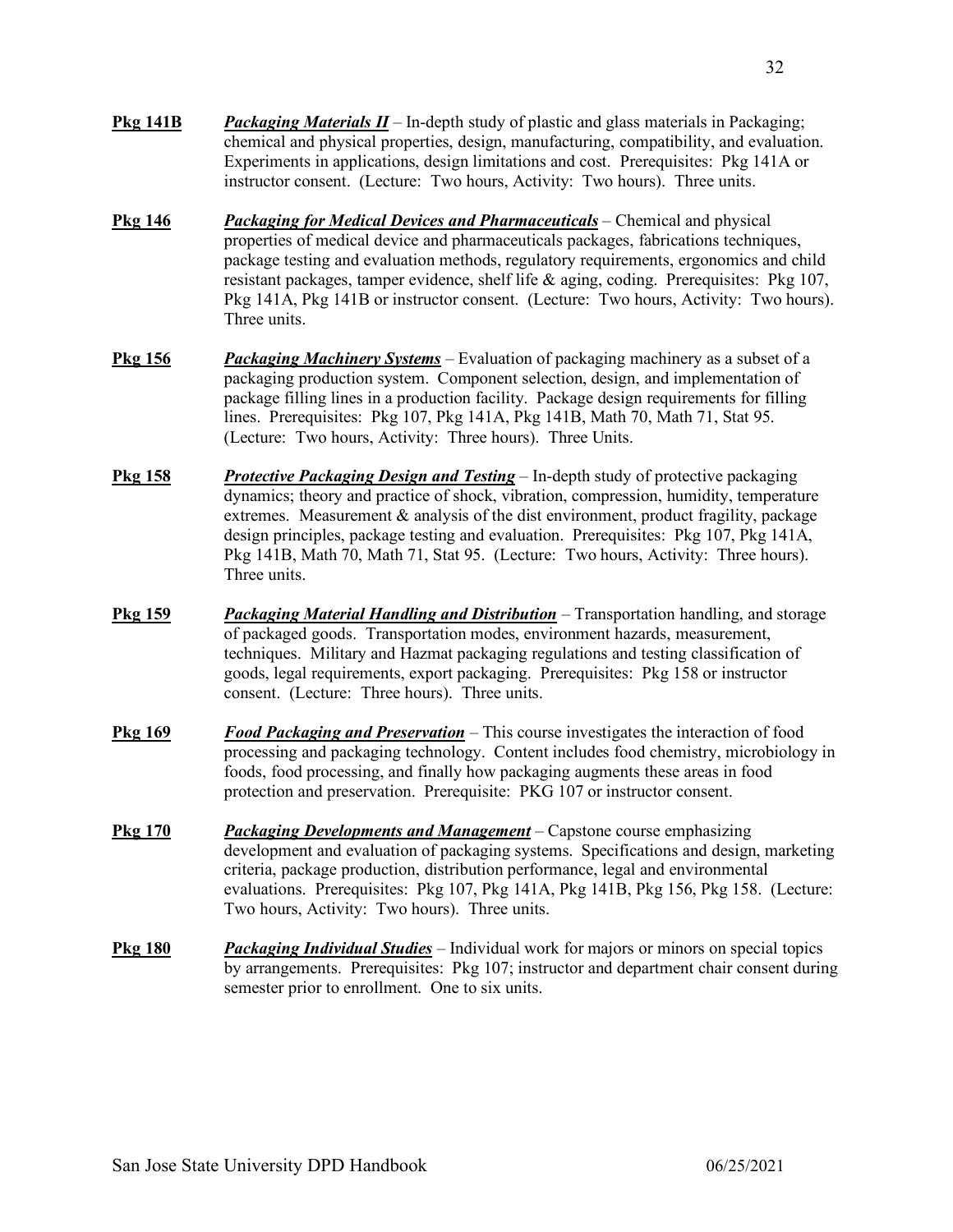**Pkg 141B** ***Packaging Materials II*** – In-depth study of plastic and glass materials in Packaging; chemical and physical properties, design, manufacturing, compatibility, and evaluation. Experiments in applications, design limitations and cost. Prerequisites: Pkg 141A or instructor consent. (Lecture: Two hours, Activity: Two hours). Three units.

**Pkg 146** ***Packaging for Medical Devices and Pharmaceuticals*** – Chemical and physical properties of medical device and pharmaceuticals packages, fabrications techniques, package testing and evaluation methods, regulatory requirements, ergonomics and child resistant packages, tamper evidence, shelf life & aging, coding. Prerequisites: Pkg 107, Pkg 141A, Pkg 141B or instructor consent. (Lecture: Two hours, Activity: Two hours). Three units.

**Pkg 156** ***Packaging Machinery Systems*** – Evaluation of packaging machinery as a subset of a packaging production system. Component selection, design, and implementation of package filling lines in a production facility. Package design requirements for filling lines. Prerequisites: Pkg 107, Pkg 141A, Pkg 141B, Math 70, Math 71, Stat 95. (Lecture: Two hours, Activity: Three hours). Three Units.

**Pkg 158** ***Protective Packaging Design and Testing*** – In-depth study of protective packaging dynamics; theory and practice of shock, vibration, compression, humidity, temperature extremes. Measurement & analysis of the dist environment, product fragility, package design principles, package testing and evaluation. Prerequisites: Pkg 107, Pkg 141A, Pkg 141B, Math 70, Math 71, Stat 95. (Lecture: Two hours, Activity: Three hours). Three units.

**Pkg 159** ***Packaging Material Handling and Distribution*** – Transportation handling, and storage of packaged goods. Transportation modes, environment hazards, measurement, techniques. Military and Hazmat packaging regulations and testing classification of goods, legal requirements, export packaging. Prerequisites: Pkg 158 or instructor consent. (Lecture: Three hours). Three units.

**Pkg 169** ***Food Packaging and Preservation*** – This course investigates the interaction of food processing and packaging technology. Content includes food chemistry, microbiology in foods, food processing, and finally how packaging augments these areas in food protection and preservation. Prerequisite: PKG 107 or instructor consent.

**Pkg 170** ***Packaging Developments and Management*** – Capstone course emphasizing development and evaluation of packaging systems. Specifications and design, marketing criteria, package production, distribution performance, legal and environmental evaluations. Prerequisites: Pkg 107, Pkg 141A, Pkg 141B, Pkg 156, Pkg 158. (Lecture: Two hours, Activity: Two hours). Three units.

**Pkg 180** ***Packaging Individual Studies*** – Individual work for majors or minors on special topics by arrangements. Prerequisites: Pkg 107; instructor and department chair consent during semester prior to enrollment. One to six units.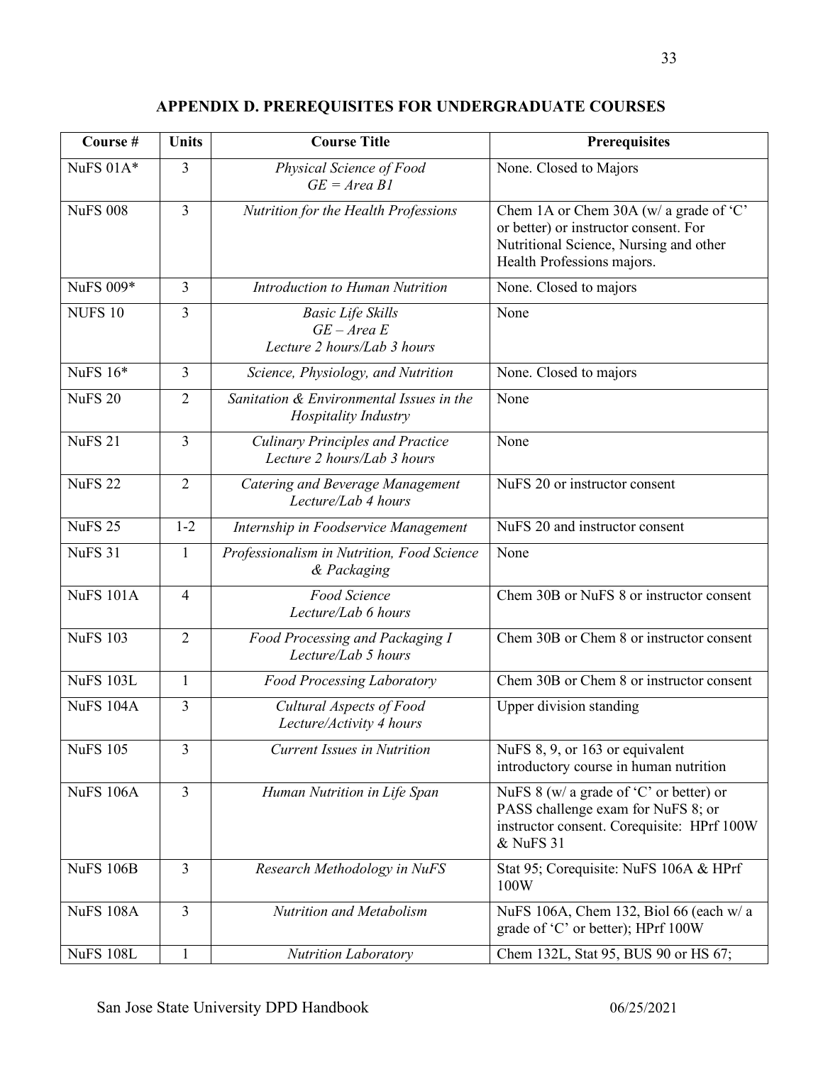## APPENDIX D. PREREQUISITES FOR UNDERGRADUATE COURSES

| Course # | Units | Course Title | Prerequisites |
|---|---|---|---|
| NuFS 01A* | 3 | *Physical Science of Food*<br>*GE = Area B1* | None. Closed to Majors |
| NuFS 008 | 3 | *Nutrition for the Health Professions* | Chem 1A or Chem 30A (w/ a grade of 'C' or better) or instructor consent. For Nutritional Science, Nursing and other Health Professions majors. |
| NuFS 009* | 3 | *Introduction to Human Nutrition* | None. Closed to majors |
| NUFS 10 | 3 | *Basic Life Skills*<br>*GE – Area E*<br>*Lecture 2 hours/Lab 3 hours* | None |
| NuFS 16* | 3 | *Science, Physiology, and Nutrition* | None. Closed to majors |
| NuFS 20 | 2 | *Sanitation & Environmental Issues in the Hospitality Industry* | None |
| NuFS 21 | 3 | *Culinary Principles and Practice*<br>*Lecture 2 hours/Lab 3 hours* | None |
| NuFS 22 | 2 | *Catering and Beverage Management*<br>*Lecture/Lab 4 hours* | NuFS 20 or instructor consent |
| NuFS 25 | 1-2 | *Internship in Foodservice Management* | NuFS 20 and instructor consent |
| NuFS 31 | 1 | *Professionalism in Nutrition, Food Science & Packaging* | None |
| NuFS 101A | 4 | *Food Science*<br>*Lecture/Lab 6 hours* | Chem 30B or NuFS 8 or instructor consent |
| NuFS 103 | 2 | *Food Processing and Packaging I*<br>*Lecture/Lab 5 hours* | Chem 30B or Chem 8 or instructor consent |
| NuFS 103L | 1 | *Food Processing Laboratory* | Chem 30B or Chem 8 or instructor consent |
| NuFS 104A | 3 | *Cultural Aspects of Food*<br>*Lecture/Activity 4 hours* | Upper division standing |
| NuFS 105 | 3 | *Current Issues in Nutrition* | NuFS 8, 9, or 163 or equivalent introductory course in human nutrition |
| NuFS 106A | 3 | *Human Nutrition in Life Span* | NuFS 8 (w/ a grade of 'C' or better) or PASS challenge exam for NuFS 8; or instructor consent. Corequisite: HPrf 100W & NuFS 31 |
| NuFS 106B | 3 | *Research Methodology in NuFS* | Stat 95; Corequisite: NuFS 106A & HPrf 100W |
| NuFS 108A | 3 | *Nutrition and Metabolism* | NuFS 106A, Chem 132, Biol 66 (each w/ a grade of 'C' or better); HPrf 100W |
| NuFS 108L | 1 | *Nutrition Laboratory* | Chem 132L, Stat 95, BUS 90 or HS 67; |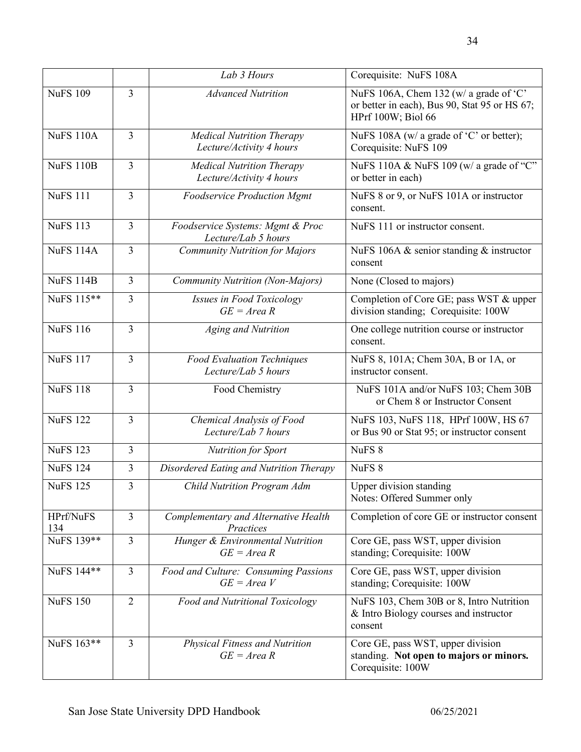| | | | |
|---|---|---|---|
| | | *Lab 3 Hours* | Corequisite: NuFS 108A |
| NuFS 109 | 3 | *Advanced Nutrition* | NuFS 106A, Chem 132 (w/ a grade of 'C' or better in each), Bus 90, Stat 95 or HS 67; HPrf 100W; Biol 66 |
| NuFS 110A | 3 | *Medical Nutrition Therapy Lecture/Activity 4 hours* | NuFS 108A (w/ a grade of 'C' or better); Corequisite: NuFS 109 |
| NuFS 110B | 3 | *Medical Nutrition Therapy Lecture/Activity 4 hours* | NuFS 110A & NuFS 109 (w/ a grade of "C" or better in each) |
| NuFS 111 | 3 | *Foodservice Production Mgmt* | NuFS 8 or 9, or NuFS 101A or instructor consent. |
| NuFS 113 | 3 | *Foodservice Systems: Mgmt & Proc Lecture/Lab 5 hours* | NuFS 111 or instructor consent. |
| NuFS 114A | 3 | *Community Nutrition for Majors* | NuFS 106A & senior standing & instructor consent |
| NuFS 114B | 3 | *Community Nutrition (Non-Majors)* | None (Closed to majors) |
| NuFS 115** | 3 | *Issues in Food Toxicology GE = Area R* | Completion of Core GE; pass WST & upper division standing; Corequisite: 100W |
| NuFS 116 | 3 | *Aging and Nutrition* | One college nutrition course or instructor consent. |
| NuFS 117 | 3 | *Food Evaluation Techniques Lecture/Lab 5 hours* | NuFS 8, 101A; Chem 30A, B or 1A, or instructor consent. |
| NuFS 118 | 3 | Food Chemistry | NuFS 101A and/or NuFS 103; Chem 30B or Chem 8 or Instructor Consent |
| NuFS 122 | 3 | *Chemical Analysis of Food Lecture/Lab 7 hours* | NuFS 103, NuFS 118, HPrf 100W, HS 67 or Bus 90 or Stat 95; or instructor consent |
| NuFS 123 | 3 | *Nutrition for Sport* | NuFS 8 |
| NuFS 124 | 3 | *Disordered Eating and Nutrition Therapy* | NuFS 8 |
| NuFS 125 | 3 | *Child Nutrition Program Adm* | Upper division standing Notes: Offered Summer only |
| HPrf/NuFS 134 | 3 | *Complementary and Alternative Health Practices* | Completion of core GE or instructor consent |
| NuFS 139** | 3 | *Hunger & Environmental Nutrition GE = Area R* | Core GE, pass WST, upper division standing; Corequisite: 100W |
| NuFS 144** | 3 | *Food and Culture: Consuming Passions GE = Area V* | Core GE, pass WST, upper division standing; Corequisite: 100W |
| NuFS 150 | 2 | *Food and Nutritional Toxicology* | NuFS 103, Chem 30B or 8, Intro Nutrition & Intro Biology courses and instructor consent |
| NuFS 163** | 3 | *Physical Fitness and Nutrition GE = Area R* | Core GE, pass WST, upper division standing. **Not open to majors or minors.** Corequisite: 100W |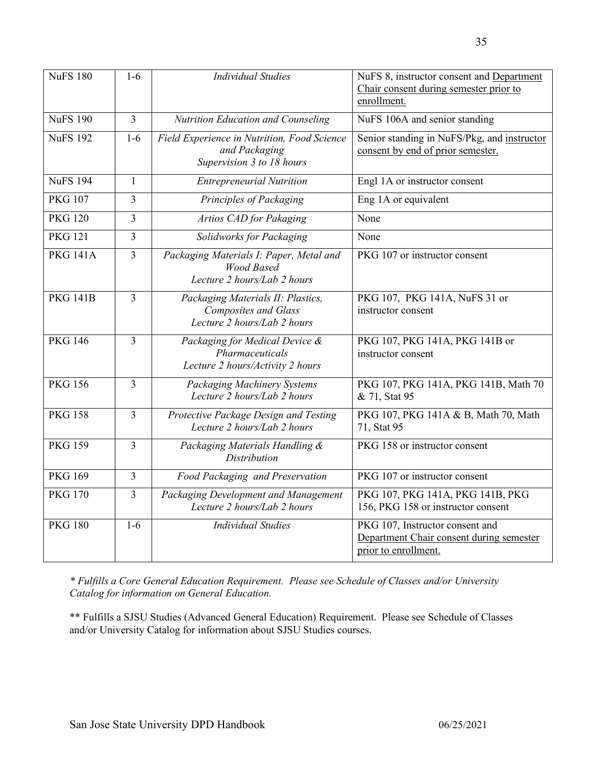| NuFS 180 | 1-6 | *Individual Studies* | NuFS 8, instructor consent and Department Chair consent during semester prior to enrollment. |
|---|---|---|---|
| NuFS 190 | 3 | *Nutrition Education and Counseling* | NuFS 106A and senior standing |
| NuFS 192 | 1-6 | *Field Experience in Nutrition, Food Science and Packaging Supervision 3 to 18 hours* | Senior standing in NuFS/Pkg, and instructor consent by end of prior semester. |
| NuFS 194 | 1 | *Entrepreneurial Nutrition* | Engl 1A or instructor consent |
| PKG 107 | 3 | *Principles of Packaging* | Eng 1A or equivalent |
| PKG 120 | 3 | *Artios CAD for Pakaging* | None |
| PKG 121 | 3 | *Solidworks for Packaging* | None |
| PKG 141A | 3 | *Packaging Materials I: Paper, Metal and Wood Based Lecture 2 hours/Lab 2 hours* | PKG 107 or instructor consent |
| PKG 141B | 3 | *Packaging Materials II: Plastics, Composites and Glass Lecture 2 hours/Lab 2 hours* | PKG 107, PKG 141A, NuFS 31 or instructor consent |
| PKG 146 | 3 | *Packaging for Medical Device & Pharmaceuticals Lecture 2 hours/Activity 2 hours* | PKG 107, PKG 141A, PKG 141B or instructor consent |
| PKG 156 | 3 | *Packaging Machinery Systems Lecture 2 hours/Lab 2 hours* | PKG 107, PKG 141A, PKG 141B, Math 70 & 71, Stat 95 |
| PKG 158 | 3 | *Protective Package Design and Testing Lecture 2 hours/Lab 2 hours* | PKG 107, PKG 141A & B, Math 70, Math 71, Stat 95 |
| PKG 159 | 3 | *Packaging Materials Handling & Distribution* | PKG 158 or instructor consent |
| PKG 169 | 3 | *Food Packaging and Preservation* | PKG 107 or instructor consent |
| PKG 170 | 3 | *Packaging Development and Management Lecture 2 hours/Lab 2 hours* | PKG 107, PKG 141A, PKG 141B, PKG 156, PKG 158 or instructor consent |
| PKG 180 | 1-6 | *Individual Studies* | PKG 107, Instructor consent and Department Chair consent during semester prior to enrollment. |

*\* Fulfills a Core General Education Requirement. Please see Schedule of Classes and/or University Catalog for information on General Education.*

\*\* Fulfills a SJSU Studies (Advanced General Education) Requirement. Please see Schedule of Classes and/or University Catalog for information about SJSU Studies courses.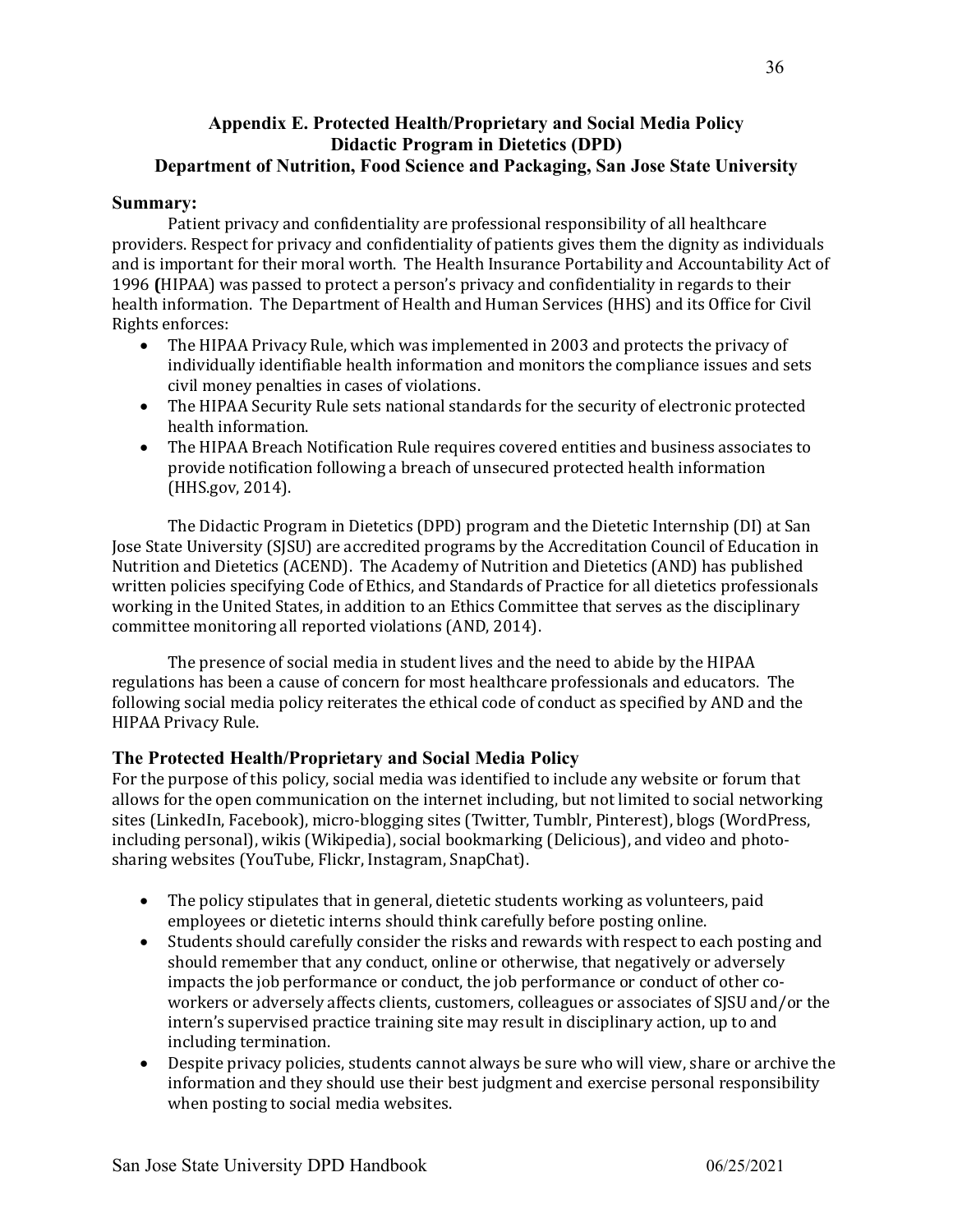## Appendix E. Protected Health/Proprietary and Social Media Policy
## Didactic Program in Dietetics (DPD)
## Department of Nutrition, Food Science and Packaging, San Jose State University

### Summary:

Patient privacy and confidentiality are professional responsibility of all healthcare providers. Respect for privacy and confidentiality of patients gives them the dignity as individuals and is important for their moral worth. The Health Insurance Portability and Accountability Act of 1996 **(**HIPAA) was passed to protect a person's privacy and confidentiality in regards to their health information. The Department of Health and Human Services (HHS) and its Office for Civil Rights enforces:

- The HIPAA Privacy Rule, which was implemented in 2003 and protects the privacy of individually identifiable health information and monitors the compliance issues and sets civil money penalties in cases of violations.
- The HIPAA Security Rule sets national standards for the security of electronic protected health information.
- The HIPAA Breach Notification Rule requires covered entities and business associates to provide notification following a breach of unsecured protected health information (HHS.gov, 2014).

The Didactic Program in Dietetics (DPD) program and the Dietetic Internship (DI) at San Jose State University (SJSU) are accredited programs by the Accreditation Council of Education in Nutrition and Dietetics (ACEND). The Academy of Nutrition and Dietetics (AND) has published written policies specifying Code of Ethics, and Standards of Practice for all dietetics professionals working in the United States, in addition to an Ethics Committee that serves as the disciplinary committee monitoring all reported violations (AND, 2014).

The presence of social media in student lives and the need to abide by the HIPAA regulations has been a cause of concern for most healthcare professionals and educators. The following social media policy reiterates the ethical code of conduct as specified by AND and the HIPAA Privacy Rule.

### The Protected Health/Proprietary and Social Media Policy

For the purpose of this policy, social media was identified to include any website or forum that allows for the open communication on the internet including, but not limited to social networking sites (LinkedIn, Facebook), micro-blogging sites (Twitter, Tumblr, Pinterest), blogs (WordPress, including personal), wikis (Wikipedia), social bookmarking (Delicious), and video and photo-sharing websites (YouTube, Flickr, Instagram, SnapChat).

- The policy stipulates that in general, dietetic students working as volunteers, paid employees or dietetic interns should think carefully before posting online.
- Students should carefully consider the risks and rewards with respect to each posting and should remember that any conduct, online or otherwise, that negatively or adversely impacts the job performance or conduct, the job performance or conduct of other co-workers or adversely affects clients, customers, colleagues or associates of SJSU and/or the intern's supervised practice training site may result in disciplinary action, up to and including termination.
- Despite privacy policies, students cannot always be sure who will view, share or archive the information and they should use their best judgment and exercise personal responsibility when posting to social media websites.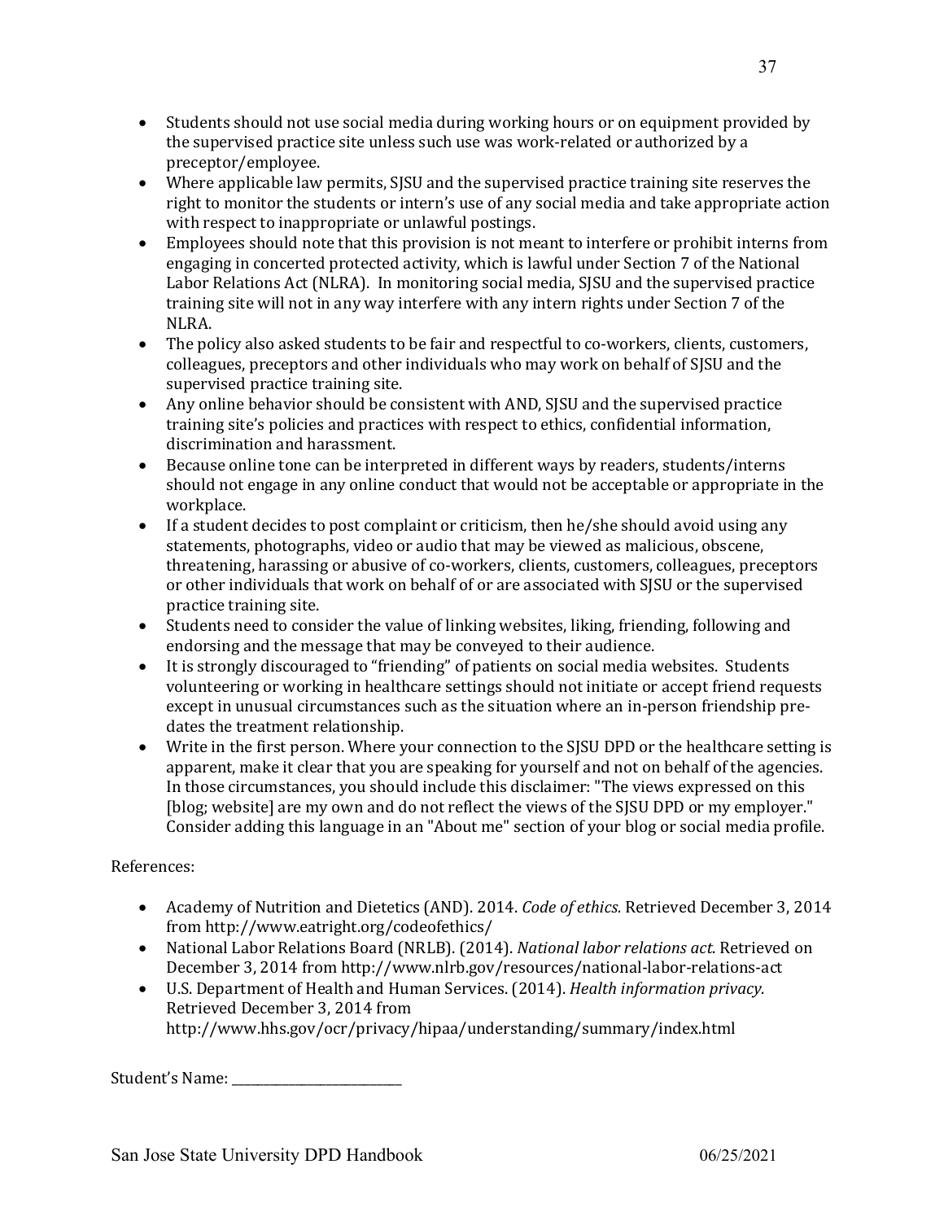- Students should not use social media during working hours or on equipment provided by the supervised practice site unless such use was work-related or authorized by a preceptor/employee.
- Where applicable law permits, SJSU and the supervised practice training site reserves the right to monitor the students or intern's use of any social media and take appropriate action with respect to inappropriate or unlawful postings.
- Employees should note that this provision is not meant to interfere or prohibit interns from engaging in concerted protected activity, which is lawful under Section 7 of the National Labor Relations Act (NLRA). In monitoring social media, SJSU and the supervised practice training site will not in any way interfere with any intern rights under Section 7 of the NLRA.
- The policy also asked students to be fair and respectful to co-workers, clients, customers, colleagues, preceptors and other individuals who may work on behalf of SJSU and the supervised practice training site.
- Any online behavior should be consistent with AND, SJSU and the supervised practice training site's policies and practices with respect to ethics, confidential information, discrimination and harassment.
- Because online tone can be interpreted in different ways by readers, students/interns should not engage in any online conduct that would not be acceptable or appropriate in the workplace.
- If a student decides to post complaint or criticism, then he/she should avoid using any statements, photographs, video or audio that may be viewed as malicious, obscene, threatening, harassing or abusive of co-workers, clients, customers, colleagues, preceptors or other individuals that work on behalf of or are associated with SJSU or the supervised practice training site.
- Students need to consider the value of linking websites, liking, friending, following and endorsing and the message that may be conveyed to their audience.
- It is strongly discouraged to "friending" of patients on social media websites. Students volunteering or working in healthcare settings should not initiate or accept friend requests except in unusual circumstances such as the situation where an in-person friendship pre-dates the treatment relationship.
- Write in the first person. Where your connection to the SJSU DPD or the healthcare setting is apparent, make it clear that you are speaking for yourself and not on behalf of the agencies. In those circumstances, you should include this disclaimer: "The views expressed on this [blog; website] are my own and do not reflect the views of the SJSU DPD or my employer." Consider adding this language in an "About me" section of your blog or social media profile.

References:

- Academy of Nutrition and Dietetics (AND). 2014. *Code of ethics*. Retrieved December 3, 2014 from http://www.eatright.org/codeofethics/
- National Labor Relations Board (NRLB). (2014). *National labor relations act*. Retrieved on December 3, 2014 from http://www.nlrb.gov/resources/national-labor-relations-act
- U.S. Department of Health and Human Services. (2014). *Health information privacy*. Retrieved December 3, 2014 from http://www.hhs.gov/ocr/privacy/hipaa/understanding/summary/index.html

Student's Name: ________________________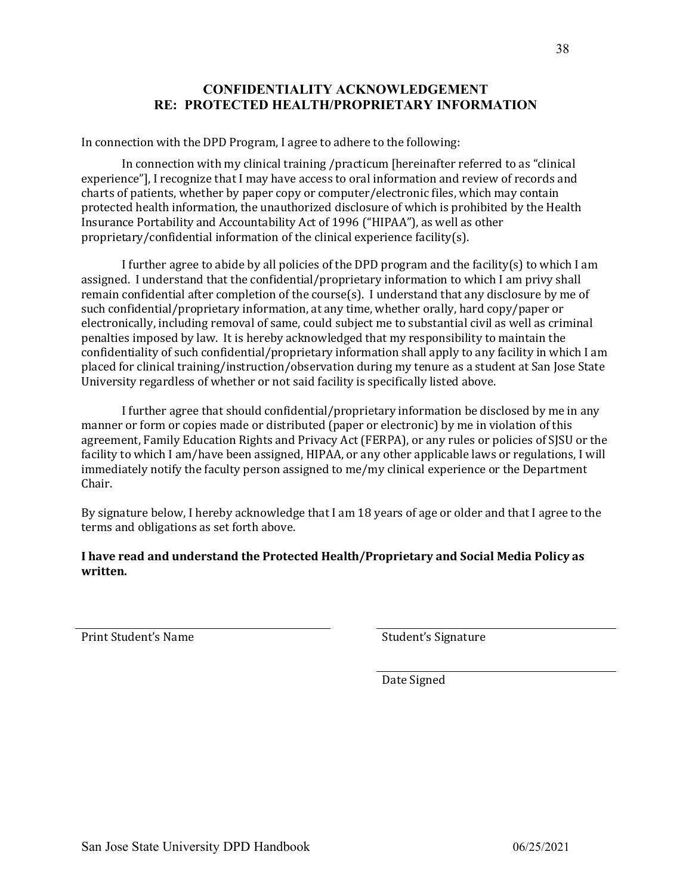# CONFIDENTIALITY ACKNOWLEDGEMENT
# RE: PROTECTED HEALTH/PROPRIETARY INFORMATION

In connection with the DPD Program, I agree to adhere to the following:

In connection with my clinical training /practicum [hereinafter referred to as "clinical experience"], I recognize that I may have access to oral information and review of records and charts of patients, whether by paper copy or computer/electronic files, which may contain protected health information, the unauthorized disclosure of which is prohibited by the Health Insurance Portability and Accountability Act of 1996 ("HIPAA"), as well as other proprietary/confidential information of the clinical experience facility(s).

I further agree to abide by all policies of the DPD program and the facility(s) to which I am assigned. I understand that the confidential/proprietary information to which I am privy shall remain confidential after completion of the course(s). I understand that any disclosure by me of such confidential/proprietary information, at any time, whether orally, hard copy/paper or electronically, including removal of same, could subject me to substantial civil as well as criminal penalties imposed by law. It is hereby acknowledged that my responsibility to maintain the confidentiality of such confidential/proprietary information shall apply to any facility in which I am placed for clinical training/instruction/observation during my tenure as a student at San Jose State University regardless of whether or not said facility is specifically listed above.

I further agree that should confidential/proprietary information be disclosed by me in any manner or form or copies made or distributed (paper or electronic) by me in violation of this agreement, Family Education Rights and Privacy Act (FERPA), or any rules or policies of SJSU or the facility to which I am/have been assigned, HIPAA, or any other applicable laws or regulations, I will immediately notify the faculty person assigned to me/my clinical experience or the Department Chair.

By signature below, I hereby acknowledge that I am 18 years of age or older and that I agree to the terms and obligations as set forth above.

**I have read and understand the Protected Health/Proprietary and Social Media Policy as written.**

\_\_\_\_\_\_\_\_\_\_\_\_\_\_\_\_\_\_\_\_\_\_\_\_\_\_\_\_\_\_
Print Student's Name

\_\_\_\_\_\_\_\_\_\_\_\_\_\_\_\_\_\_\_\_\_\_\_\_\_\_\_\_\_\_
Student's Signature

\_\_\_\_\_\_\_\_\_\_\_\_\_\_\_\_\_\_\_\_\_\_\_\_\_\_\_\_\_\_
Date Signed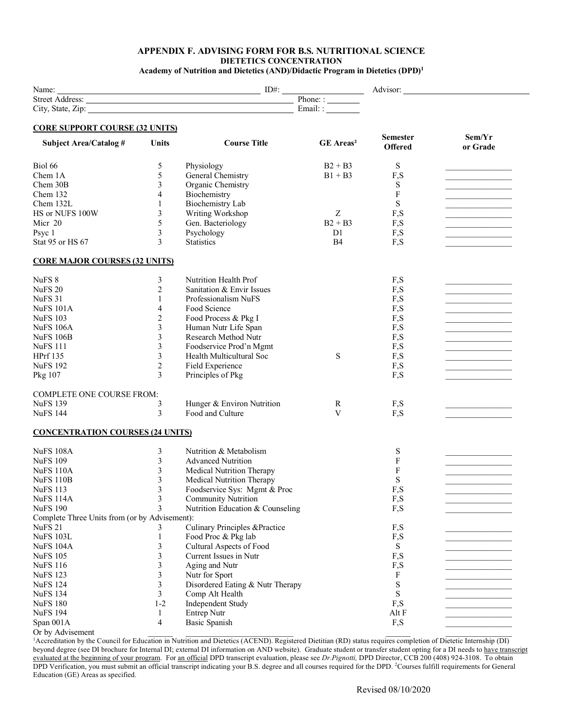# APPENDIX F. ADVISING FORM FOR B.S. NUTRITIONAL SCIENCE

## DIETETICS CONCENTRATION

### Academy of Nutrition and Dietetics (AND)/Didactic Program in Dietetics (DPD)[1]

Name: ______________________ ID#: ____________ Advisor: ______________________

Street Address: ______________________ Phone: : ________

City, State, Zip: ______________________ Email: : ________

**CORE SUPPORT COURSE (32 UNITS)**

| Subject Area/Catalog # | Units | Course Title | GE Areas[2] | Semester Offered | Sem/Yr or Grade |
|---|---|---|---|---|---|
| Biol 66 | 5 | Physiology | B2 + B3 | S | |
| Chem 1A | 5 | General Chemistry | B1 + B3 | F,S | |
| Chem 30B | 3 | Organic Chemistry | | S | |
| Chem 132 | 4 | Biochemistry | | F | |
| Chem 132L | 1 | Biochemistry Lab | | S | |
| HS or NUFS 100W | 3 | Writing Workshop | Z | F,S | |
| Micr 20 | 5 | Gen. Bacteriology | B2 + B3 | F,S | |
| Psyc 1 | 3 | Psychology | D1 | F,S | |
| Stat 95 or HS 67 | 3 | Statistics | B4 | F,S | |

**CORE MAJOR COURSES (32 UNITS)**

| Subject Area/Catalog # | Units | Course Title | GE Areas[2] | Semester Offered | Sem/Yr or Grade |
|---|---|---|---|---|---|
| NuFS 8 | 3 | Nutrition Health Prof | | F,S | |
| NuFS 20 | 2 | Sanitation & Envir Issues | | F,S | |
| NuFS 31 | 1 | Professionalism NuFS | | F,S | |
| NuFS 101A | 4 | Food Science | | F,S | |
| NuFS 103 | 2 | Food Process & Pkg I | | F,S | |
| NuFS 106A | 3 | Human Nutr Life Span | | F,S | |
| NuFS 106B | 3 | Research Method Nutr | | F,S | |
| NuFS 111 | 3 | Foodservice Prod'n Mgmt | | F,S | |
| HPrf 135 | 3 | Health Multicultural Soc | S | F,S | |
| NuFS 192 | 2 | Field Experience | | F,S | |
| Pkg 107 | 3 | Principles of Pkg | | F,S | |
| COMPLETE ONE COURSE FROM: | | | | | |
| NuFS 139 | 3 | Hunger & Environ Nutrition | R | F,S | |
| NuFS 144 | 3 | Food and Culture | V | F,S | |

**CONCENTRATION COURSES (24 UNITS)**

| Subject Area/Catalog # | Units | Course Title | GE Areas[2] | Semester Offered | Sem/Yr or Grade |
|---|---|---|---|---|---|
| NuFS 108A | 3 | Nutrition & Metabolism | | S | |
| NuFS 109 | 3 | Advanced Nutrition | | F | |
| NuFS 110A | 3 | Medical Nutrition Therapy | | F | |
| NuFS 110B | 3 | Medical Nutrition Therapy | | S | |
| NuFS 113 | 3 | Foodservice Sys: Mgmt & Proc | | F,S | |
| NuFS 114A | 3 | Community Nutrition | | F,S | |
| NuFS 190 | 3 | Nutrition Education & Counseling | | F,S | |
| Complete Three Units from (or by Advisement): | | | | | |
| NuFS 21 | 3 | Culinary Principles &Practice | | F,S | |
| NuFS 103L | 1 | Food Proc & Pkg lab | | F,S | |
| NuFS 104A | 3 | Cultural Aspects of Food | | S | |
| NuFS 105 | 3 | Current Issues in Nutr | | F,S | |
| NuFS 116 | 3 | Aging and Nutr | | F,S | |
| NuFS 123 | 3 | Nutr for Sport | | F | |
| NuFS 124 | 3 | Disordered Eating & Nutr Therapy | | S | |
| NuFS 134 | 3 | Comp Alt Health | | S | |
| NuFS 180 | 1-2 | Independent Study | | F,S | |
| NuFS 194 | 1 | Entrep Nutr | | Alt F | |
| Span 001A | 4 | Basic Spanish | | F,S | |
| Or by Advisement | | | | | |

[1]Accreditation by the Council for Education in Nutrition and Dietetics (ACEND). Registered Dietitian (RD) status requires completion of Dietetic Internship (DI) beyond degree (see DI brochure for Internal DI; external DI information on AND website). Graduate student or transfer student opting for a DI needs to have transcript evaluated at the beginning of your program. For an official DPD transcript evaluation, please see *Dr.Pignotti,* DPD Director, CCB 200 (408) 924-3108. To obtain DPD Verification, you must submit an official transcript indicating your B.S. degree and all courses required for the DPD. [2]Courses fulfill requirements for General Education (GE) Areas as specified.

Revised 08/10/2020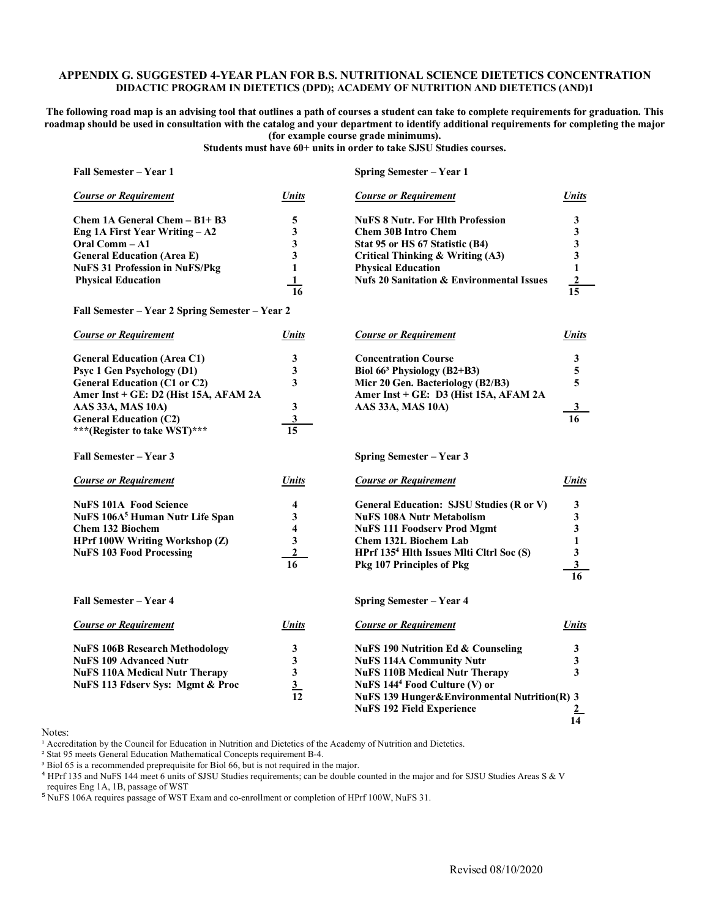## APPENDIX G. SUGGESTED 4-YEAR PLAN FOR B.S. NUTRITIONAL SCIENCE DIETETICS CONCENTRATION
### DIDACTIC PROGRAM IN DIETETICS (DPD); ACADEMY OF NUTRITION AND DIETETICS (AND)1

**The following road map is an advising tool that outlines a path of courses a student can take to complete requirements for graduation. This roadmap should be used in consultation with the catalog and your department to identify additional requirements for completing the major (for example course grade minimums).**

**Students must have 60+ units in order to take SJSU Studies courses.**

**Fall Semester – Year 1**

| *Course or Requirement* | *Units* |
|---|---|
| Chem 1A General Chem – B1+ B3 | 5 |
| Eng 1A First Year Writing – A2 | 3 |
| Oral Comm – A1 | 3 |
| General Education (Area E) | 3 |
| NuFS 31 Profession in NuFS/Pkg | 1 |
| Physical Education | 1 |
| | 16 |

**Spring Semester – Year 1**

| *Course or Requirement* | *Units* |
|---|---|
| NuFS 8 Nutr. For Hlth Profession | 3 |
| Chem 30B Intro Chem | 3 |
| Stat 95 or HS 67 Statistic (B4) | 3 |
| Critical Thinking & Writing (A3) | 3 |
| Physical Education | 1 |
| Nufs 20 Sanitation & Environmental Issues | 2 |
| | 15 |

**Fall Semester – Year 2**

| *Course or Requirement* | *Units* |
|---|---|
| General Education (Area C1) | 3 |
| Psyc 1 Gen Psychology (D1) | 3 |
| General Education (C1 or C2) | 3 |
| Amer Inst + GE: D2 (Hist 15A, AFAM 2A AAS 33A, MAS 10A) | 3 |
| General Education (C2) | 3 |
| ***(Register to take WST)*** | 15 |

**Spring Semester – Year 2**

| *Course or Requirement* | *Units* |
|---|---|
| Concentration Course | 3 |
| Biol 66[3] Physiology (B2+B3) | 5 |
| Micr 20 Gen. Bacteriology (B2/B3) | 5 |
| Amer Inst + GE: D3 (Hist 15A, AFAM 2A AAS 33A, MAS 10A) | 3 |
| | 16 |

**Fall Semester – Year 3**

| *Course or Requirement* | *Units* |
|---|---|
| NuFS 101A Food Science | 4 |
| NuFS 106A[5] Human Nutr Life Span | 3 |
| Chem 132 Biochem | 4 |
| HPrf 100W Writing Workshop (Z) | 3 |
| NuFS 103 Food Processing | 2 |
| | 16 |

**Spring Semester – Year 3**

| *Course or Requirement* | *Units* |
|---|---|
| General Education: SJSU Studies (R or V) | 3 |
| NuFS 108A Nutr Metabolism | 3 |
| NuFS 111 Foodserv Prod Mgmt | 3 |
| Chem 132L Biochem Lab | 1 |
| HPrf 135[4] Hlth Issues Mlti Cltrl Soc (S) | 3 |
| Pkg 107 Principles of Pkg | 3 |
| | 16 |

**Fall Semester – Year 4**

| *Course or Requirement* | *Units* |
|---|---|
| NuFS 106B Research Methodology | 3 |
| NuFS 109 Advanced Nutr | 3 |
| NuFS 110A Medical Nutr Therapy | 3 |
| NuFS 113 Fdserv Sys: Mgmt & Proc | 3 |
| | 12 |

**Spring Semester – Year 4**

| *Course or Requirement* | *Units* |
|---|---|
| NuFS 190 Nutrition Ed & Counseling | 3 |
| NuFS 114A Community Nutr | 3 |
| NuFS 110B Medical Nutr Therapy | 3 |
| NuFS 144[4] Food Culture (V) or NuFS 139 Hunger&Environmental Nutrition(R) | 3 |
| NuFS 192 Field Experience | 2 |
| | 14 |

Notes:

[1] Accreditation by the Council for Education in Nutrition and Dietetics of the Academy of Nutrition and Dietetics.

[2] Stat 95 meets General Education Mathematical Concepts requirement B-4.

[3] Biol 65 is a recommended preprequisite for Biol 66, but is not required in the major.

[4] HPrf 135 and NuFS 144 meet 6 units of SJSU Studies requirements; can be double counted in the major and for SJSU Studies Areas S & V requires Eng 1A, 1B, passage of WST

[5] NuFS 106A requires passage of WST Exam and co-enrollment or completion of HPrf 100W, NuFS 31.

Revised 08/10/2020